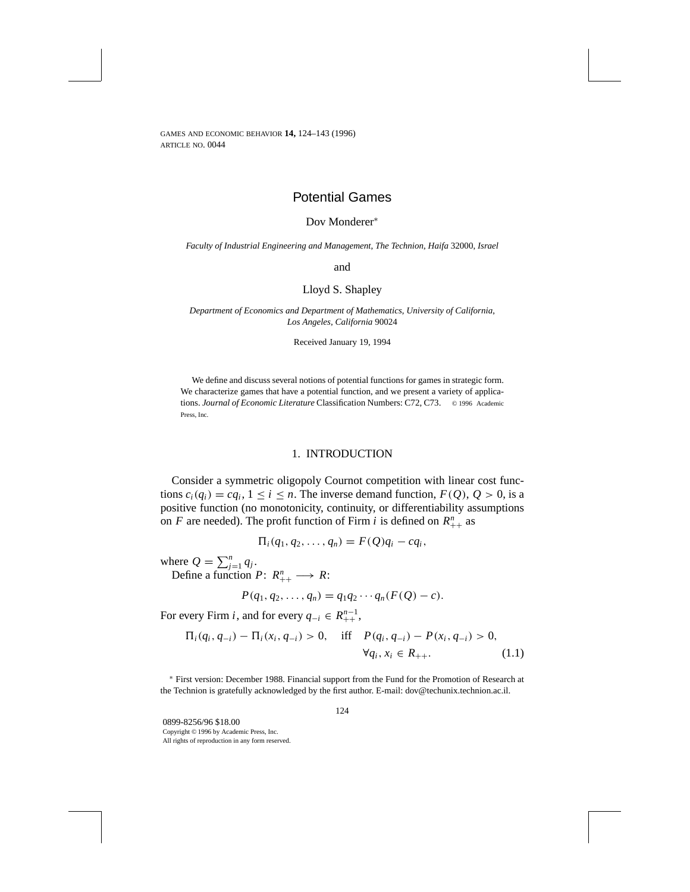# Potential Games

Dov Monderer*

*Faculty of Industrial Engineering and Management, The Technion, Haifa 32000, Israel*

and

Lloyd S. Shapley

*Department of Economics and Department of Mathematics, University of California, Los Angeles, California 90024*

Received January 19, 1994

We define and discuss several notions of potential functions for games in strategic form. We characterize games that have a potential function, and we present a variety of applications. *Journal of Economic Literature* Classification Numbers: C72, C73. © 1996 Academic Press, Inc.

## 1. INTRODUCTION

Consider a symmetric oligopoly Cournot competition with linear cost functions $c_i(q_i) = cq_i$, $1 \leq i \leq n$. The inverse demand function, $F(Q)$, $Q > 0$, is a positive function (no monotonicity, continuity, or differentiability assumptions on $F$ are needed). The profit function of Firm $i$ is defined on $R^n_{++}$ as

$$\Pi_i(q_1, q_2, \ldots, q_n) = F(Q)q_i - cq_i,$$

where $Q = \sum_{j=1}^{n} q_j$.

Define a function $P\colon R^n_{++} \longrightarrow R$:

$$P(q_1, q_2, \ldots, q_n) = q_1 q_2 \cdots q_n (F(Q) - c).$$

For every Firm $i$, and for every $q_{-i} \in R^{n-1}_{++}$,

$$\Pi_i(q_i, q_{-i}) - \Pi_i(x_i, q_{-i}) > 0, \quad \text{iff} \quad P(q_i, q_{-i}) - P(x_i, q_{-i}) > 0, \quad \forall q_i, x_i \in R_{++}. \tag{1.1}$$

* First version: December 1988. Financial support from the Fund for the Promotion of Research at the Technion is gratefully acknowledged by the first author. E-mail: dov@techunix.technion.ac.il.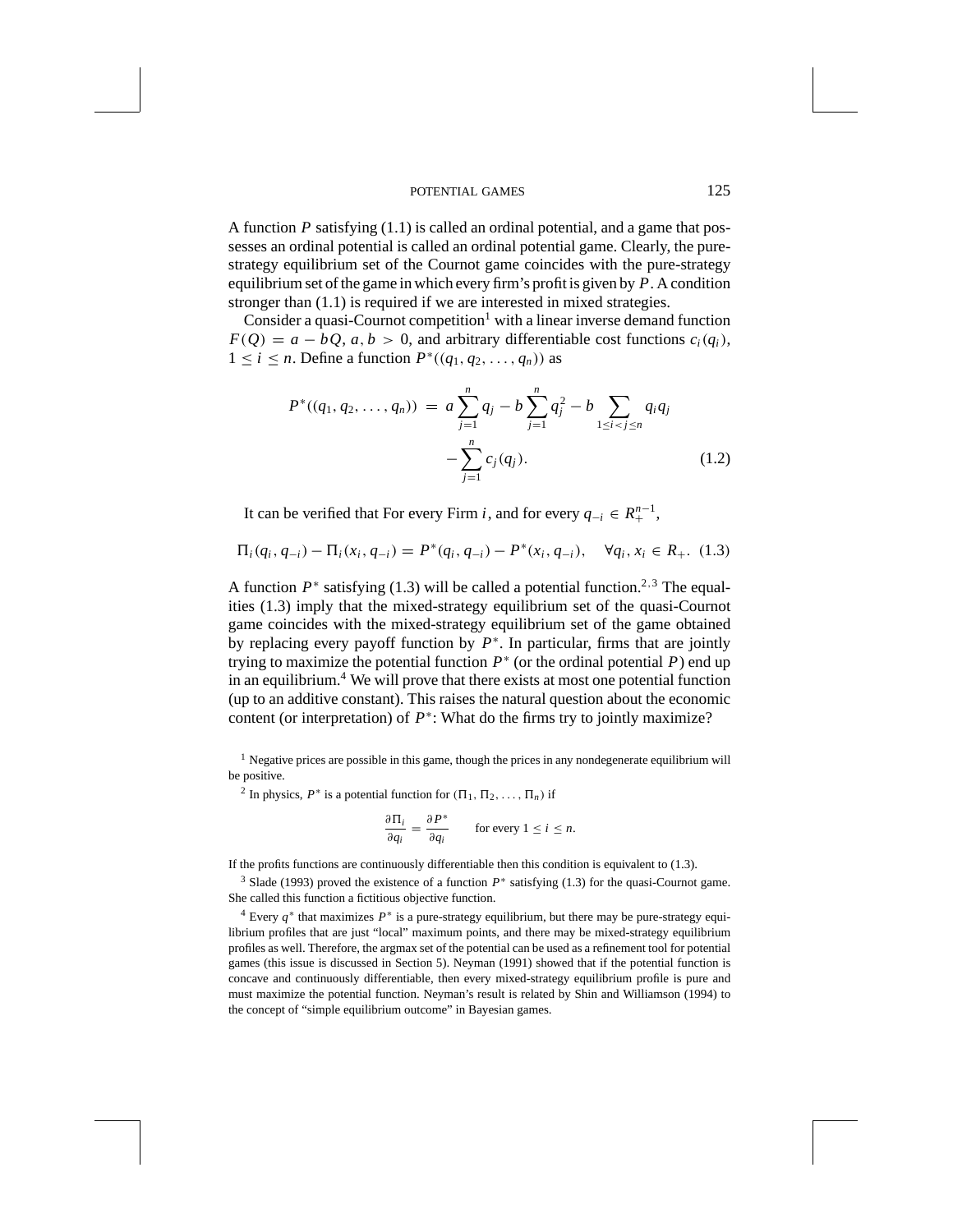A function $P$ satisfying (1.1) is called an ordinal potential, and a game that possesses an ordinal potential is called an ordinal potential game. Clearly, the pure-strategy equilibrium set of the Cournot game coincides with the pure-strategy equilibrium set of the game in which every firm's profit is given by $P$. A condition stronger than (1.1) is required if we are interested in mixed strategies.

Consider a quasi-Cournot competition[1] with a linear inverse demand function $F(Q) = a - bQ$, $a, b > 0$, and arbitrary differentiable cost functions $c_i(q_i)$, $1 \leq i \leq n$. Define a function $P^*((q_1, q_2, \ldots, q_n))$ as

$$P^*((q_1, q_2, \ldots, q_n)) = a \sum_{j=1}^{n} q_j - b \sum_{j=1}^{n} q_j^2 - b \sum_{1 \leq i < j \leq n} q_i q_j - \sum_{j=1}^{n} c_j(q_j). \tag{1.2}$$

It can be verified that For every Firm $i$, and for every $q_{-i} \in R_+^{n-1}$,

$$\Pi_i(q_i, q_{-i}) - \Pi_i(x_i, q_{-i}) = P^*(q_i, q_{-i}) - P^*(x_i, q_{-i}), \quad \forall q_i, x_i \in R_+. \tag{1.3}$$

A function $P^*$ satisfying (1.3) will be called a potential function.[2,3] The equalities (1.3) imply that the mixed-strategy equilibrium set of the quasi-Cournot game coincides with the mixed-strategy equilibrium set of the game obtained by replacing every payoff function by $P^*$. In particular, firms that are jointly trying to maximize the potential function $P^*$ (or the ordinal potential $P$) end up in an equilibrium.[4] We will prove that there exists at most one potential function (up to an additive constant). This raises the natural question about the economic content (or interpretation) of $P^*$: What do the firms try to jointly maximize?

[1] Negative prices are possible in this game, though the prices in any nondegenerate equilibrium will be positive.

[2] In physics, $P^*$ is a potential function for $(\Pi_1, \Pi_2, \ldots, \Pi_n)$ if

$$\frac{\partial \Pi_i}{\partial q_i} = \frac{\partial P^*}{\partial q_i} \qquad \text{for every } 1 \leq i \leq n.$$

If the profits functions are continuously differentiable then this condition is equivalent to (1.3).

[3] Slade (1993) proved the existence of a function $P^*$ satisfying (1.3) for the quasi-Cournot game. She called this function a fictitious objective function.

[4] Every $q^*$ that maximizes $P^*$ is a pure-strategy equilibrium, but there may be pure-strategy equilibrium profiles that are just "local" maximum points, and there may be mixed-strategy equilibrium profiles as well. Therefore, the argmax set of the potential can be used as a refinement tool for potential games (this issue is discussed in Section 5). Neyman (1991) showed that if the potential function is concave and continuously differentiable, then every mixed-strategy equilibrium profile is pure and must maximize the potential function. Neyman's result is related by Shin and Williamson (1994) to the concept of "simple equilibrium outcome" in Bayesian games.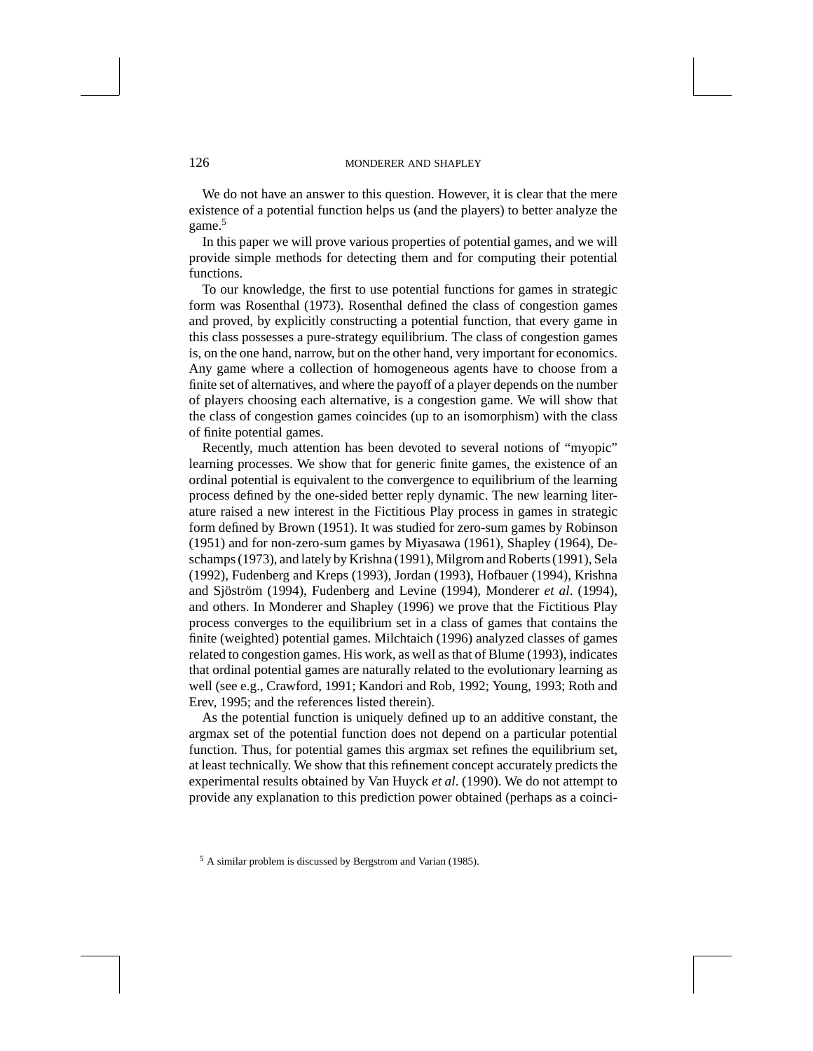We do not have an answer to this question. However, it is clear that the mere existence of a potential function helps us (and the players) to better analyze the game.[5]

In this paper we will prove various properties of potential games, and we will provide simple methods for detecting them and for computing their potential functions.

To our knowledge, the first to use potential functions for games in strategic form was Rosenthal (1973). Rosenthal defined the class of congestion games and proved, by explicitly constructing a potential function, that every game in this class possesses a pure-strategy equilibrium. The class of congestion games is, on the one hand, narrow, but on the other hand, very important for economics. Any game where a collection of homogeneous agents have to choose from a finite set of alternatives, and where the payoff of a player depends on the number of players choosing each alternative, is a congestion game. We will show that the class of congestion games coincides (up to an isomorphism) with the class of finite potential games.

Recently, much attention has been devoted to several notions of "myopic" learning processes. We show that for generic finite games, the existence of an ordinal potential is equivalent to the convergence to equilibrium of the learning process defined by the one-sided better reply dynamic. The new learning literature raised a new interest in the Fictitious Play process in games in strategic form defined by Brown (1951). It was studied for zero-sum games by Robinson (1951) and for non-zero-sum games by Miyasawa (1961), Shapley (1964), Deschamps (1973), and lately by Krishna (1991), Milgrom and Roberts (1991), Sela (1992), Fudenberg and Kreps (1993), Jordan (1993), Hofbauer (1994), Krishna and Sjöström (1994), Fudenberg and Levine (1994), Monderer *et al*. (1994), and others. In Monderer and Shapley (1996) we prove that the Fictitious Play process converges to the equilibrium set in a class of games that contains the finite (weighted) potential games. Milchtaich (1996) analyzed classes of games related to congestion games. His work, as well as that of Blume (1993), indicates that ordinal potential games are naturally related to the evolutionary learning as well (see e.g., Crawford, 1991; Kandori and Rob, 1992; Young, 1993; Roth and Erev, 1995; and the references listed therein).

As the potential function is uniquely defined up to an additive constant, the argmax set of the potential function does not depend on a particular potential function. Thus, for potential games this argmax set refines the equilibrium set, at least technically. We show that this refinement concept accurately predicts the experimental results obtained by Van Huyck *et al*. (1990). We do not attempt to provide any explanation to this prediction power obtained (perhaps as a coinci-

[5] A similar problem is discussed by Bergstrom and Varian (1985).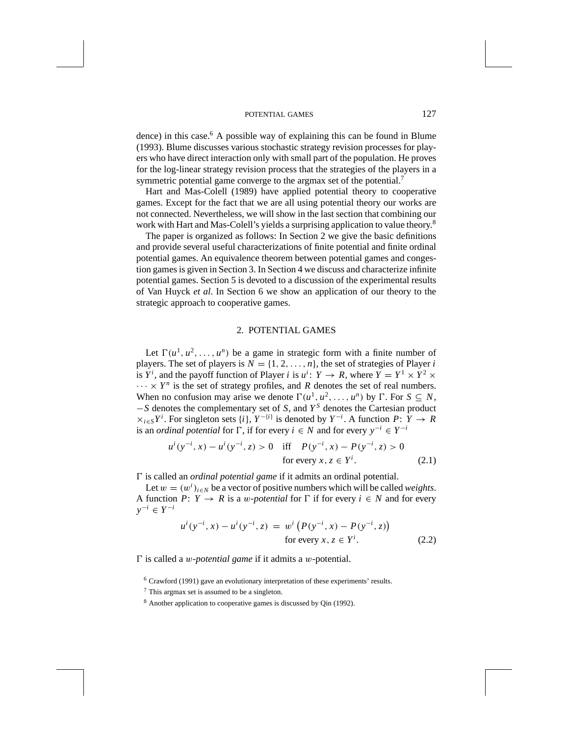dence) in this case.[6] A possible way of explaining this can be found in Blume (1993). Blume discusses various stochastic strategy revision processes for players who have direct interaction only with small part of the population. He proves for the log-linear strategy revision process that the strategies of the players in a symmetric potential game converge to the argmax set of the potential.[7]

Hart and Mas-Colell (1989) have applied potential theory to cooperative games. Except for the fact that we are all using potential theory our works are not connected. Nevertheless, we will show in the last section that combining our work with Hart and Mas-Colell's yields a surprising application to value theory.[8]

The paper is organized as follows: In Section 2 we give the basic definitions and provide several useful characterizations of finite potential and finite ordinal potential games. An equivalence theorem between potential games and congestion games is given in Section 3. In Section 4 we discuss and characterize infinite potential games. Section 5 is devoted to a discussion of the experimental results of Van Huyck *et al*. In Section 6 we show an application of our theory to the strategic approach to cooperative games.

## 2. POTENTIAL GAMES

Let $\Gamma(u^1, u^2, \ldots, u^n)$ be a game in strategic form with a finite number of players. The set of players is $N = \{1, 2, \ldots, n\}$, the set of strategies of Player $i$ is $Y^i$, and the payoff function of Player $i$ is $u^i \colon Y \to R$, where $Y = Y^1 \times Y^2 \times \cdots \times Y^n$ is the set of strategy profiles, and $R$ denotes the set of real numbers. When no confusion may arise we denote $\Gamma(u^1, u^2, \ldots, u^n)$ by $\Gamma$. For $S \subseteq N$, $-S$ denotes the complementary set of $S$, and $Y^S$ denotes the Cartesian product $\times_{i \in S} Y^i$. For singleton sets $\{i\}$, $Y^{-\{i\}}$ is denoted by $Y^{-i}$. A function $P \colon Y \to R$ is an *ordinal potential* for $\Gamma$, if for every $i \in N$ and for every $y^{-i} \in Y^{-i}$

$$u^i(y^{-i}, x) - u^i(y^{-i}, z) > 0 \quad \text{iff} \quad P(y^{-i}, x) - P(y^{-i}, z) > 0 \quad \text{for every } x, z \in Y^i. \tag{2.1}$$

$\Gamma$ is called an *ordinal potential game* if it admits an ordinal potential.

Let $w = (w^i)_{i \in N}$ be a vector of positive numbers which will be called *weights*. A function $P \colon Y \to R$ is a $w$*-potential* for $\Gamma$ if for every $i \in N$ and for every $y^{-i} \in Y^{-i}$

$$u^i(y^{-i}, x) - u^i(y^{-i}, z) = w^i \left( P(y^{-i}, x) - P(y^{-i}, z) \right) \quad \text{for every } x, z \in Y^i. \tag{2.2}$$

$\Gamma$ is called a $w$*-potential game* if it admits a $w$-potential.

[6] Crawford (1991) gave an evolutionary interpretation of these experiments' results.

[7] This argmax set is assumed to be a singleton.

[8] Another application to cooperative games is discussed by Qin (1992).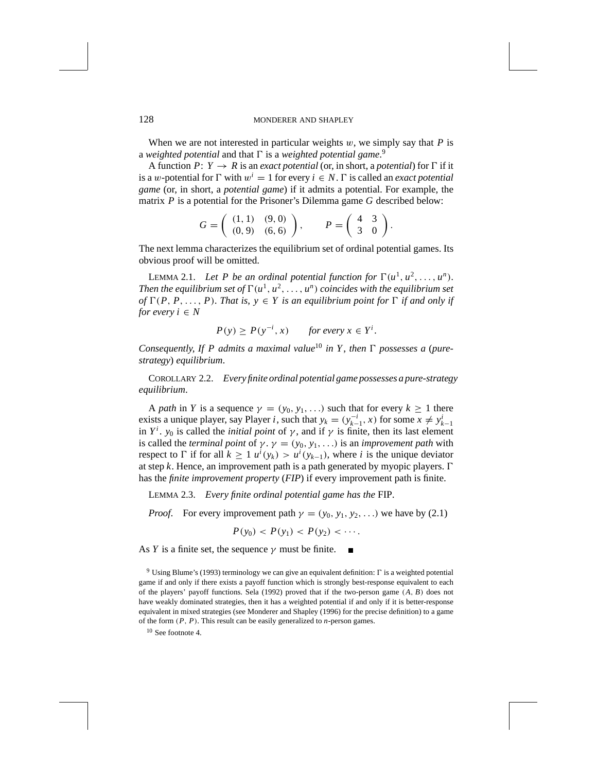When we are not interested in particular weights $w$, we simply say that $P$ is a *weighted potential* and that $\Gamma$ is a *weighted potential game*.[9]

A function $P\colon Y \to R$ is an *exact potential* (or, in short, a *potential*) for $\Gamma$ if it is a $w$-potential for $\Gamma$ with $w^i = 1$ for every $i \in N$. $\Gamma$ is called an *exact potential game* (or, in short, a *potential game*) if it admits a potential. For example, the matrix $P$ is a potential for the Prisoner's Dilemma game $G$ described below:

$$G = \begin{pmatrix} (1,1) & (9,0) \\ (0,9) & (6,6) \end{pmatrix}, \qquad P = \begin{pmatrix} 4 & 3 \\ 3 & 0 \end{pmatrix}.$$

The next lemma characterizes the equilibrium set of ordinal potential games. Its obvious proof will be omitted.

LEMMA 2.1. *Let $P$ be an ordinal potential function for $\Gamma(u^1, u^2, \ldots, u^n)$. Then the equilibrium set of $\Gamma(u^1, u^2, \ldots, u^n)$ coincides with the equilibrium set of $\Gamma(P, P, \ldots, P)$. That is, $y \in Y$ is an equilibrium point for $\Gamma$ if and only if for every $i \in N$*

$$P(y) \geq P(y^{-i}, x) \qquad \textit{for every } x \in Y^i.$$

*Consequently, If $P$ admits a maximal value*[10] *in $Y$, then $\Gamma$ possesses a (pure-strategy) equilibrium.*

COROLLARY 2.2. *Every finite ordinal potential game possesses a pure-strategy equilibrium.*

A *path* in $Y$ is a sequence $\gamma = (y_0, y_1, \ldots)$ such that for every $k \geq 1$ there exists a unique player, say Player $i$, such that $y_k = (y_{k-1}^{-i}, x)$ for some $x \neq y_{k-1}^i$ in $Y^i$. $y_0$ is called the *initial point* of $\gamma$, and if $\gamma$ is finite, then its last element is called the *terminal point* of $\gamma$. $\gamma = (y_0, y_1, \ldots)$ is an *improvement path* with respect to $\Gamma$ if for all $k \geq 1$ $u^i(y_k) > u^i(y_{k-1})$, where $i$ is the unique deviator at step $k$. Hence, an improvement path is a path generated by myopic players. $\Gamma$ has the *finite improvement property* (*FIP*) if every improvement path is finite.

LEMMA 2.3. *Every finite ordinal potential game has the* FIP.

*Proof.* For every improvement path $\gamma = (y_0, y_1, y_2, \ldots)$ we have by (2.1)

$$P(y_0) < P(y_1) < P(y_2) < \cdots.$$

As $Y$ is a finite set, the sequence $\gamma$ must be finite. ∎

[9] Using Blume's (1993) terminology we can give an equivalent definition: $\Gamma$ is a weighted potential game if and only if there exists a payoff function which is strongly best-response equivalent to each of the players' payoff functions. Sela (1992) proved that if the two-person game $(A, B)$ does not have weakly dominated strategies, then it has a weighted potential if and only if it is better-response equivalent in mixed strategies (see Monderer and Shapley (1996) for the precise definition) to a game of the form $(P, P)$. This result can be easily generalized to $n$-person games.

[10] See footnote 4.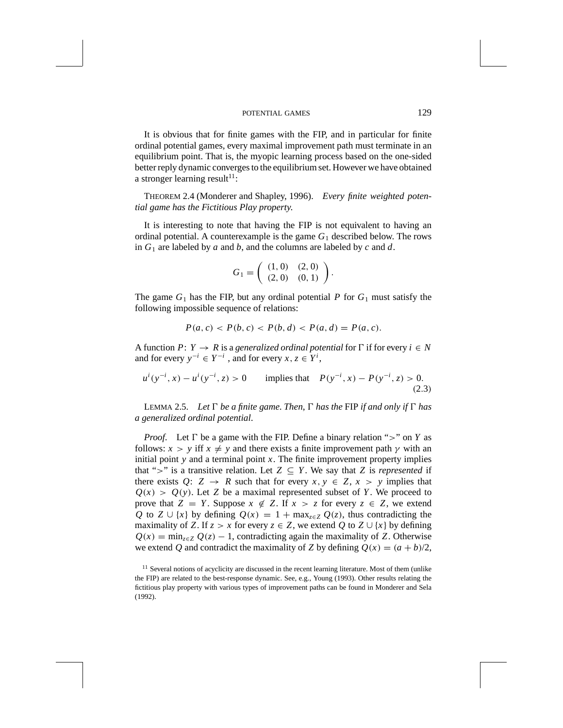It is obvious that for finite games with the FIP, and in particular for finite ordinal potential games, every maximal improvement path must terminate in an equilibrium point. That is, the myopic learning process based on the one-sided better reply dynamic converges to the equilibrium set. However we have obtained a stronger learning result[11]:

THEOREM 2.4 (Monderer and Shapley, 1996). *Every finite weighted potential game has the Fictitious Play property.*

It is interesting to note that having the FIP is not equivalent to having an ordinal potential. A counterexample is the game $G_1$ described below. The rows in $G_1$ are labeled by $a$ and $b$, and the columns are labeled by $c$ and $d$.

$$G_1 = \begin{pmatrix} (1,0) & (2,0) \\ (2,0) & (0,1) \end{pmatrix}.$$

The game $G_1$ has the FIP, but any ordinal potential $P$ for $G_1$ must satisfy the following impossible sequence of relations:

$$P(a,c) < P(b,c) < P(b,d) < P(a,d) = P(a,c).$$

A function $P\colon Y \to R$ is a *generalized ordinal potential* for $\Gamma$ if for every $i \in N$ and for every $y^{-i} \in Y^{-i}$, and for every $x, z \in Y^i$,

$$u^i(y^{-i}, x) - u^i(y^{-i}, z) > 0 \qquad \text{implies that} \quad P(y^{-i}, x) - P(y^{-i}, z) > 0. \tag{2.3}$$

LEMMA 2.5. *Let $\Gamma$ be a finite game. Then, $\Gamma$ has the* FIP *if and only if $\Gamma$ has a generalized ordinal potential.*

*Proof.* Let $\Gamma$ be a game with the FIP. Define a binary relation "$>$" on $Y$ as follows: $x > y$ iff $x \neq y$ and there exists a finite improvement path $\gamma$ with an initial point $y$ and a terminal point $x$. The finite improvement property implies that "$>$" is a transitive relation. Let $Z \subseteq Y$. We say that $Z$ is *represented* if there exists $Q\colon Z \to R$ such that for every $x, y \in Z$, $x > y$ implies that $Q(x) > Q(y)$. Let $Z$ be a maximal represented subset of $Y$. We proceed to prove that $Z = Y$. Suppose $x \notin Z$. If $x > z$ for every $z \in Z$, we extend $Q$ to $Z \cup \{x\}$ by defining $Q(x) = 1 + \max_{z \in Z} Q(z)$, thus contradicting the maximality of $Z$. If $z > x$ for every $z \in Z$, we extend $Q$ to $Z \cup \{x\}$ by defining $Q(x) = \min_{z \in Z} Q(z) - 1$, contradicting again the maximality of $Z$. Otherwise we extend $Q$ and contradict the maximality of $Z$ by defining $Q(x) = (a + b)/2$,

[11] Several notions of acyclicity are discussed in the recent learning literature. Most of them (unlike the FIP) are related to the best-response dynamic. See, e.g., Young (1993). Other results relating the fictitious play property with various types of improvement paths can be found in Monderer and Sela (1992).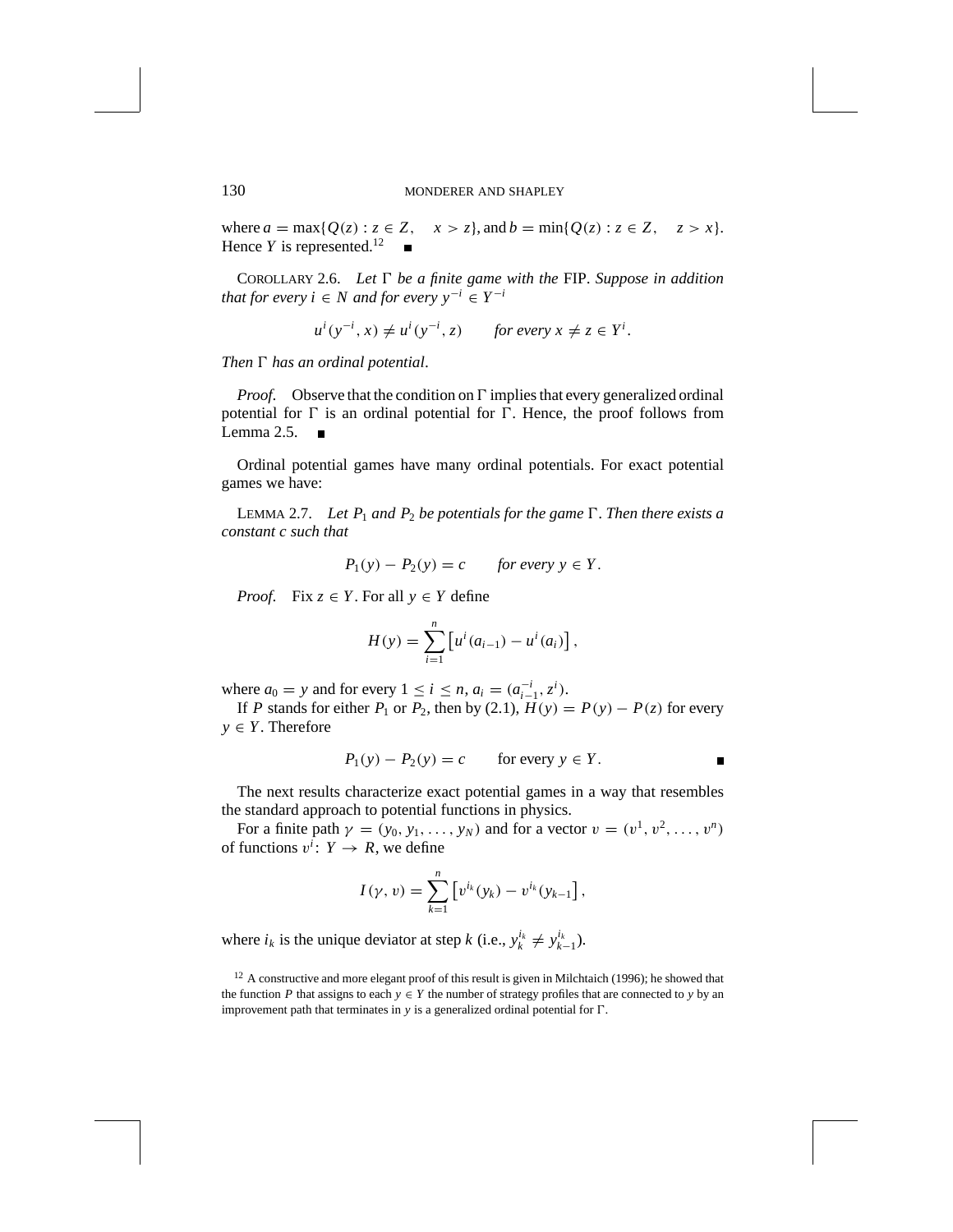where $a = \max\{Q(z) : z \in Z, \quad x > z\}$, and $b = \min\{Q(z) : z \in Z, \quad z > x\}$. Hence $Y$ is represented.[12] ∎

COROLLARY 2.6. *Let $\Gamma$ be a finite game with the* FIP. *Suppose in addition that for every $i \in N$ and for every $y^{-i} \in Y^{-i}$*

$$u^i(y^{-i}, x) \neq u^i(y^{-i}, z) \qquad \text{for every } x \neq z \in Y^i.$$

*Then $\Gamma$ has an ordinal potential.*

*Proof.* Observe that the condition on $\Gamma$ implies that every generalized ordinal potential for $\Gamma$ is an ordinal potential for $\Gamma$. Hence, the proof follows from Lemma 2.5. ∎

Ordinal potential games have many ordinal potentials. For exact potential games we have:

LEMMA 2.7. *Let $P_1$ and $P_2$ be potentials for the game $\Gamma$. Then there exists a constant $c$ such that*

$$P_1(y) - P_2(y) = c \qquad \text{for every } y \in Y.$$

*Proof.* Fix $z \in Y$. For all $y \in Y$ define

$$H(y) = \sum_{i=1}^{n} \left[ u^i(a_{i-1}) - u^i(a_i) \right],$$

where $a_0 = y$ and for every $1 \leq i \leq n$, $a_i = (a_{i-1}^{-i}, z^i)$.

If $P$ stands for either $P_1$ or $P_2$, then by (2.1), $H(y) = P(y) - P(z)$ for every $y \in Y$. Therefore

$$P_1(y) - P_2(y) = c \qquad \text{for every } y \in Y.$$

∎

The next results characterize exact potential games in a way that resembles the standard approach to potential functions in physics.

For a finite path $\gamma = (y_0, y_1, \ldots, y_N)$ and for a vector $v = (v^1, v^2, \ldots, v^n)$ of functions $v^i \colon Y \to R$, we define

$$I(\gamma, v) = \sum_{k=1}^{n} \left[ v^{i_k}(y_k) - v^{i_k}(y_{k-1}) \right],$$

where $i_k$ is the unique deviator at step $k$ (i.e., $y_k^{i_k} \neq y_{k-1}^{i_k}$).

[12] A constructive and more elegant proof of this result is given in Milchtaich (1996); he showed that the function $P$ that assigns to each $y \in Y$ the number of strategy profiles that are connected to $y$ by an improvement path that terminates in $y$ is a generalized ordinal potential for $\Gamma$.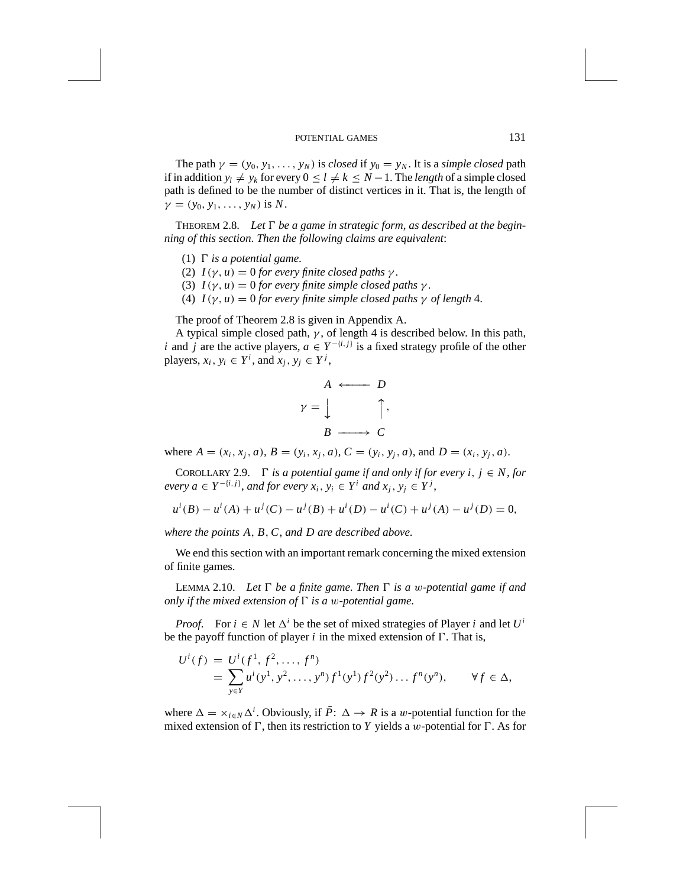The path $\gamma = (y_0, y_1, \ldots, y_N)$ is *closed* if $y_0 = y_N$. It is a *simple closed* path if in addition $y_l \neq y_k$ for every $0 \leq l \neq k \leq N-1$. The *length* of a simple closed path is defined to be the number of distinct vertices in it. That is, the length of $\gamma = (y_0, y_1, \ldots, y_N)$ is $N$.

THEOREM 2.8. *Let $\Gamma$ be a game in strategic form, as described at the beginning of this section. Then the following claims are equivalent*:

1. *$\Gamma$ is a potential game.*
2. *$I(\gamma, u) = 0$ for every finite closed paths $\gamma$.*
3. *$I(\gamma, u) = 0$ for every finite simple closed paths $\gamma$.*
4. *$I(\gamma, u) = 0$ for every finite simple closed paths $\gamma$ of length 4.*

The proof of Theorem 2.8 is given in Appendix A.

A typical simple closed path, $\gamma$, of length 4 is described below. In this path, $i$ and $j$ are the active players, $a \in Y^{-\{i,j\}}$ is a fixed strategy profile of the other players, $x_i, y_i \in Y^i$, and $x_j, y_j \in Y^j$,

$$\gamma = \begin{array}{ccc} A & \longleftarrow & D \\ \downarrow & & \uparrow \\ B & \longrightarrow & C \end{array},$$

where $A = (x_i, x_j, a)$, $B = (y_i, x_j, a)$, $C = (y_i, y_j, a)$, and $D = (x_i, y_j, a)$.

COROLLARY 2.9. *$\Gamma$ is a potential game if and only if for every $i, j \in N$, for every $a \in Y^{-\{i,j\}}$, and for every $x_i, y_i \in Y^i$ and $x_j, y_j \in Y^j$,*

$$u^i(B) - u^i(A) + u^j(C) - u^j(B) + u^i(D) - u^i(C) + u^j(A) - u^j(D) = 0,$$

*where the points $A, B, C$, and $D$ are described above.*

We end this section with an important remark concerning the mixed extension of finite games.

LEMMA 2.10. *Let $\Gamma$ be a finite game. Then $\Gamma$ is a $w$-potential game if and only if the mixed extension of $\Gamma$ is a $w$-potential game.*

*Proof.* For $i \in N$ let $\Delta^i$ be the set of mixed strategies of Player $i$ and let $U^i$ be the payoff function of player $i$ in the mixed extension of $\Gamma$. That is,

$$\begin{aligned} U^i(f) &= U^i(f^1, f^2, \ldots, f^n) \\ &= \sum_{y \in Y} u^i(y^1, y^2, \ldots, y^n) f^1(y^1) f^2(y^2) \ldots f^n(y^n), \qquad \forall f \in \Delta, \end{aligned}$$

where $\Delta = \times_{i \in N} \Delta^i$. Obviously, if $\bar{P}\colon \Delta \to R$ is a $w$-potential function for the mixed extension of $\Gamma$, then its restriction to $Y$ yields a $w$-potential for $\Gamma$. As for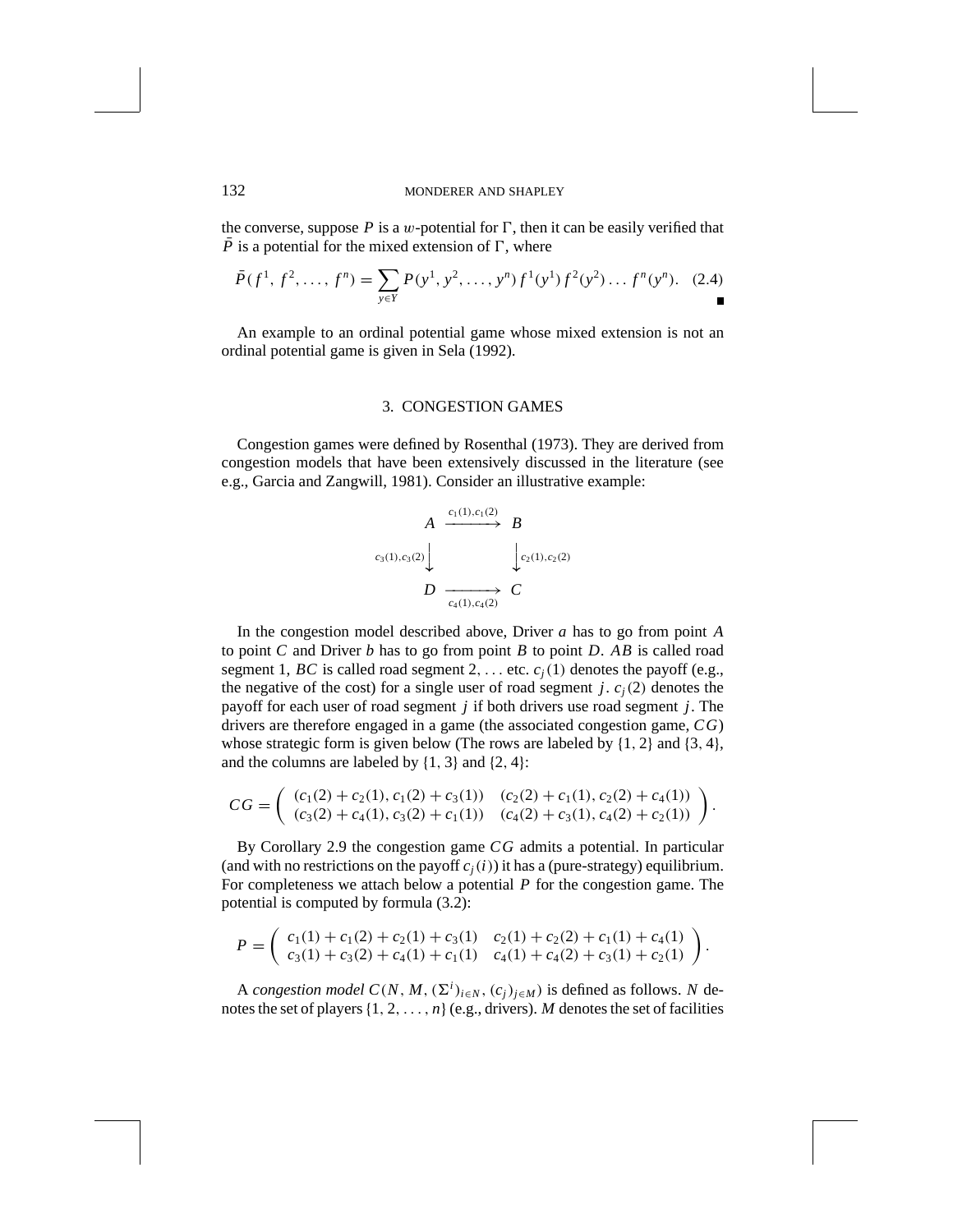the converse, suppose $P$ is a $w$-potential for $\Gamma$, then it can be easily verified that $\bar{P}$ is a potential for the mixed extension of $\Gamma$, where

$$\bar{P}(f^1, f^2, \ldots, f^n) = \sum_{y \in Y} P(y^1, y^2, \ldots, y^n) f^1(y^1) f^2(y^2) \ldots f^n(y^n). \quad (2.4)$$

■

An example to an ordinal potential game whose mixed extension is not an ordinal potential game is given in Sela (1992).

## 3. CONGESTION GAMES

Congestion games were defined by Rosenthal (1973). They are derived from congestion models that have been extensively discussed in the literature (see e.g., Garcia and Zangwill, 1981). Consider an illustrative example:

$$\begin{array}{ccc} A & \xrightarrow{c_1(1), c_1(2)} & B \\ {\scriptstyle c_3(1), c_3(2)} \big\downarrow & & \big\downarrow {\scriptstyle c_2(1), c_2(2)} \\ D & \xrightarrow[c_4(1), c_4(2)]{} & C \end{array}$$

In the congestion model described above, Driver $a$ has to go from point $A$ to point $C$ and Driver $b$ has to go from point $B$ to point $D$. $AB$ is called road segment 1, $BC$ is called road segment 2, ... etc. $c_j(1)$ denotes the payoff (e.g., the negative of the cost) for a single user of road segment $j$. $c_j(2)$ denotes the payoff for each user of road segment $j$ if both drivers use road segment $j$. The drivers are therefore engaged in a game (the associated congestion game, $CG$) whose strategic form is given below (The rows are labeled by $\{1, 2\}$ and $\{3, 4\}$, and the columns are labeled by $\{1, 3\}$ and $\{2, 4\}$:

$$CG = \begin{pmatrix} (c_1(2) + c_2(1), c_1(2) + c_3(1)) & (c_2(2) + c_1(1), c_2(2) + c_4(1)) \\ (c_3(2) + c_4(1), c_3(2) + c_1(1)) & (c_4(2) + c_3(1), c_4(2) + c_2(1)) \end{pmatrix}.$$

By Corollary 2.9 the congestion game $CG$ admits a potential. In particular (and with no restrictions on the payoff $c_j(i)$) it has a (pure-strategy) equilibrium. For completeness we attach below a potential $P$ for the congestion game. The potential is computed by formula (3.2):

$$P = \begin{pmatrix} c_1(1) + c_1(2) + c_2(1) + c_3(1) & c_2(1) + c_2(2) + c_1(1) + c_4(1) \\ c_3(1) + c_3(2) + c_4(1) + c_1(1) & c_4(1) + c_4(2) + c_3(1) + c_2(1) \end{pmatrix}.$$

A *congestion model* $C(N, M, (\Sigma^i)_{i \in N}, (c_j)_{j \in M})$ is defined as follows. $N$ denotes the set of players $\{1, 2, \ldots, n\}$ (e.g., drivers). $M$ denotes the set of facilities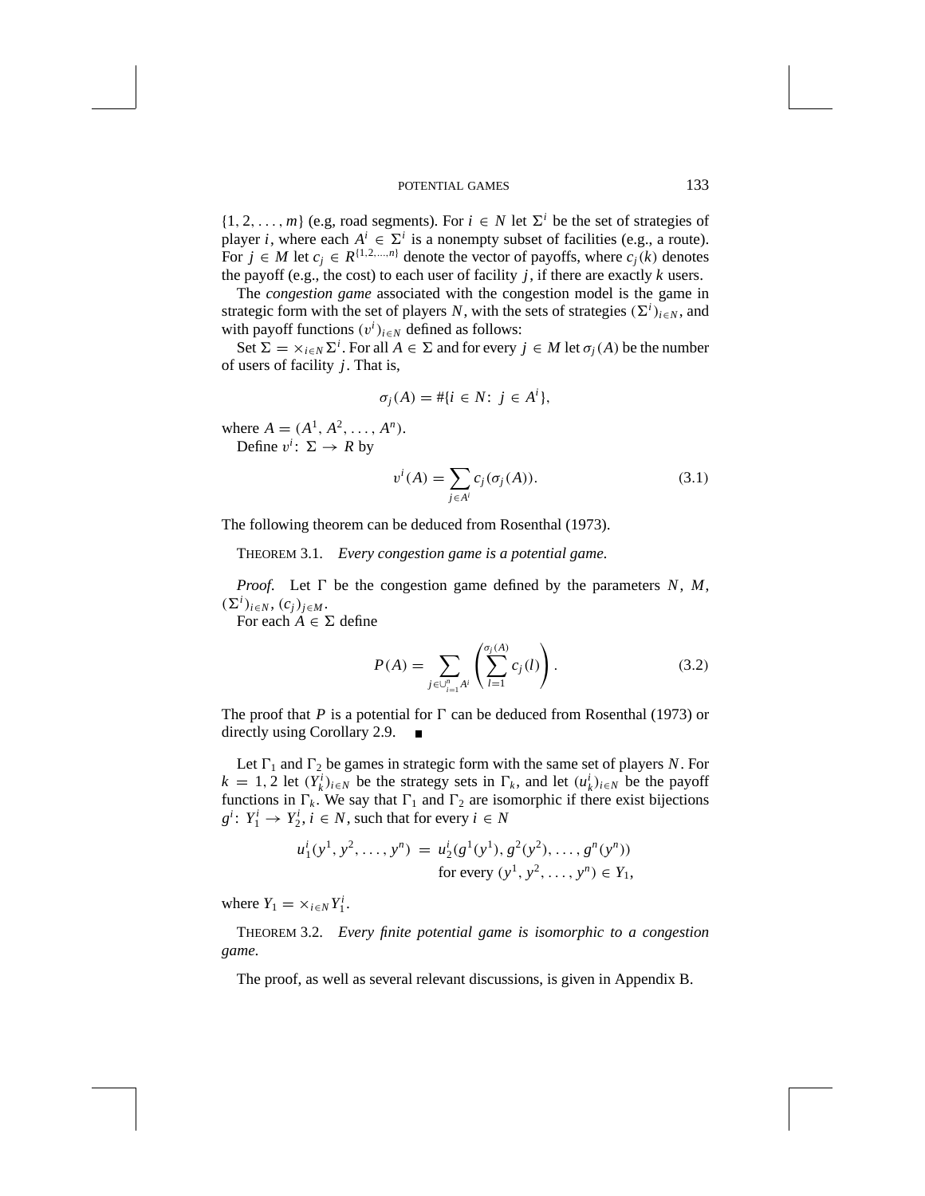$\{1, 2, \ldots, m\}$ (e.g, road segments). For $i \in N$ let $\Sigma^i$ be the set of strategies of player $i$, where each $A^i \in \Sigma^i$ is a nonempty subset of facilities (e.g., a route). For $j \in M$ let $c_j \in R^{\{1,2,\ldots,n\}}$ denote the vector of payoffs, where $c_j(k)$ denotes the payoff (e.g., the cost) to each user of facility $j$, if there are exactly $k$ users.

The *congestion game* associated with the congestion model is the game in strategic form with the set of players $N$, with the sets of strategies $(\Sigma^i)_{i\in N}$, and with payoff functions $(v^i)_{i\in N}$ defined as follows:

Set $\Sigma = \times_{i\in N} \Sigma^i$. For all $A \in \Sigma$ and for every $j \in M$ let $\sigma_j(A)$ be the number of users of facility $j$. That is,

$$\sigma_j(A) = \#\{i \in N\colon\ j \in A^i\},$$

where $A = (A^1, A^2, \ldots, A^n)$.

Define $v^i\colon\ \Sigma \to R$ by

$$v^i(A) = \sum_{j\in A^i} c_j(\sigma_j(A)). \tag{3.1}$$

The following theorem can be deduced from Rosenthal (1973).

THEOREM 3.1. *Every congestion game is a potential game.*

*Proof.* Let $\Gamma$ be the congestion game defined by the parameters $N$, $M$, $(\Sigma^i)_{i\in N}$, $(c_j)_{j\in M}$.

For each $A \in \Sigma$ define

$$P(A) = \sum_{j\in\cup_{i=1}^n A^i} \left( \sum_{l=1}^{\sigma_j(A)} c_j(l) \right). \tag{3.2}$$

The proof that $P$ is a potential for $\Gamma$ can be deduced from Rosenthal (1973) or directly using Corollary 2.9. ∎

Let $\Gamma_1$ and $\Gamma_2$ be games in strategic form with the same set of players $N$. For $k = 1, 2$ let $(Y_k^i)_{i\in N}$ be the strategy sets in $\Gamma_k$, and let $(u_k^i)_{i\in N}$ be the payoff functions in $\Gamma_k$. We say that $\Gamma_1$ and $\Gamma_2$ are isomorphic if there exist bijections $g^i\colon\ Y_1^i \to Y_2^i$, $i \in N$, such that for every $i \in N$

$$u_1^i(y^1, y^2, \ldots, y^n) = u_2^i(g^1(y^1), g^2(y^2), \ldots, g^n(y^n)) \quad \text{for every } (y^1, y^2, \ldots, y^n) \in Y_1,$$

where $Y_1 = \times_{i\in N} Y_1^i$.

THEOREM 3.2. *Every finite potential game is isomorphic to a congestion game.*

The proof, as well as several relevant discussions, is given in Appendix B.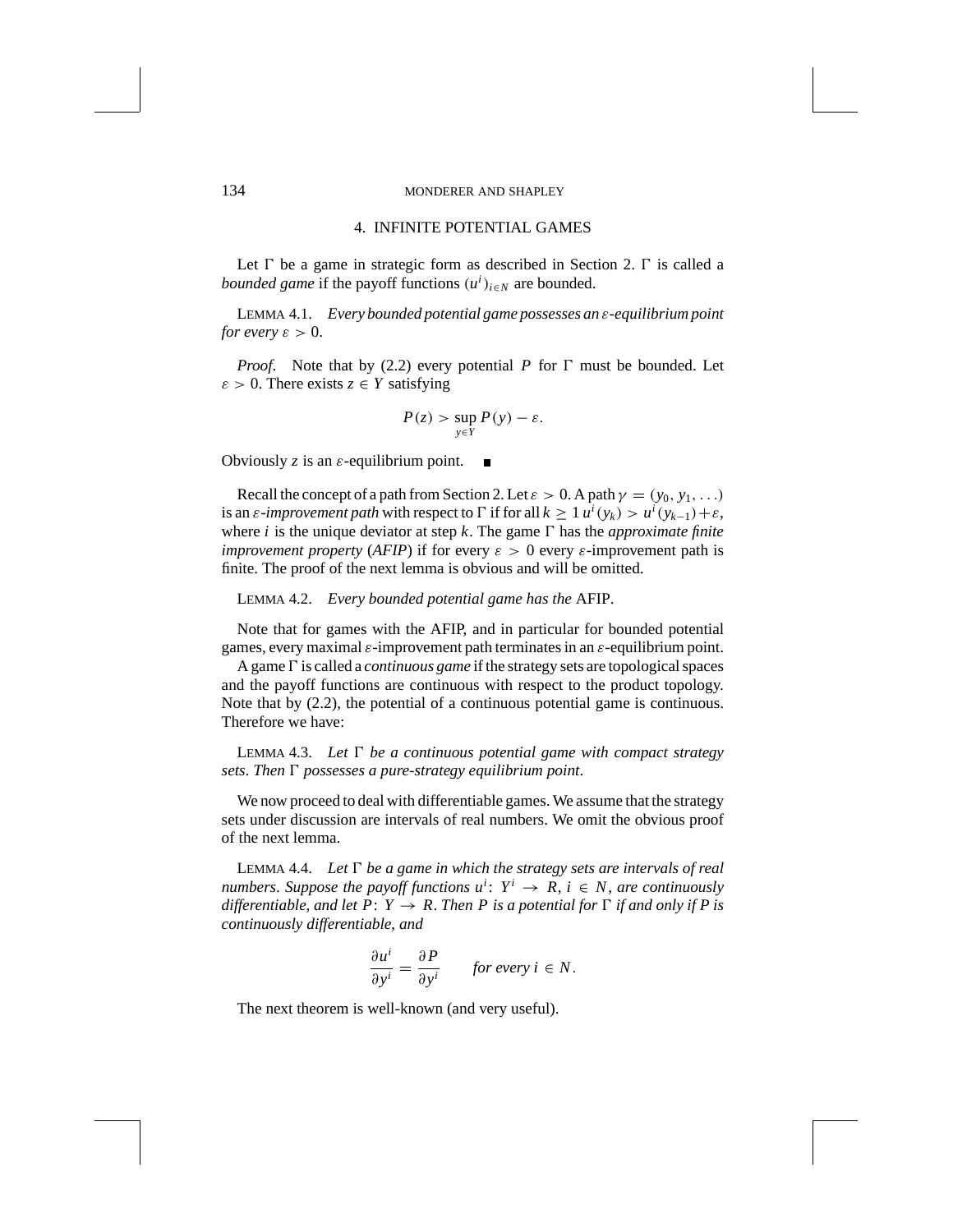## 4. INFINITE POTENTIAL GAMES

Let $\Gamma$ be a game in strategic form as described in Section 2. $\Gamma$ is called a *bounded game* if the payoff functions $(u^i)_{i \in N}$ are bounded.

LEMMA 4.1. *Every bounded potential game possesses an $\varepsilon$-equilibrium point for every $\varepsilon > 0$.*

*Proof.* Note that by (2.2) every potential $P$ for $\Gamma$ must be bounded. Let $\varepsilon > 0$. There exists $z \in Y$ satisfying

$$P(z) > \sup_{y \in Y} P(y) - \varepsilon.$$

Obviously $z$ is an $\varepsilon$-equilibrium point. ∎

Recall the concept of a path from Section 2. Let $\varepsilon > 0$. A path $\gamma = (y_0, y_1, \ldots)$ is an *$\varepsilon$-improvement path* with respect to $\Gamma$ if for all $k \geq 1$ $u^i(y_k) > u^i(y_{k-1}) + \varepsilon$, where $i$ is the unique deviator at step $k$. The game $\Gamma$ has the *approximate finite improvement property* (*AFIP*) if for every $\varepsilon > 0$ every $\varepsilon$-improvement path is finite. The proof of the next lemma is obvious and will be omitted.

LEMMA 4.2. *Every bounded potential game has the* AFIP.

Note that for games with the AFIP, and in particular for bounded potential games, every maximal $\varepsilon$-improvement path terminates in an $\varepsilon$-equilibrium point.

A game $\Gamma$ is called a *continuous game* if the strategy sets are topological spaces and the payoff functions are continuous with respect to the product topology. Note that by (2.2), the potential of a continuous potential game is continuous. Therefore we have:

LEMMA 4.3. *Let $\Gamma$ be a continuous potential game with compact strategy sets. Then $\Gamma$ possesses a pure-strategy equilibrium point.*

We now proceed to deal with differentiable games. We assume that the strategy sets under discussion are intervals of real numbers. We omit the obvious proof of the next lemma.

LEMMA 4.4. *Let $\Gamma$ be a game in which the strategy sets are intervals of real numbers. Suppose the payoff functions $u^i \colon Y^i \to R$, $i \in N$, are continuously differentiable, and let $P \colon Y \to R$. Then $P$ is a potential for $\Gamma$ if and only if $P$ is continuously differentiable, and*

$$\frac{\partial u^i}{\partial y^i} = \frac{\partial P}{\partial y^i} \qquad \textit{for every } i \in N.$$

The next theorem is well-known (and very useful).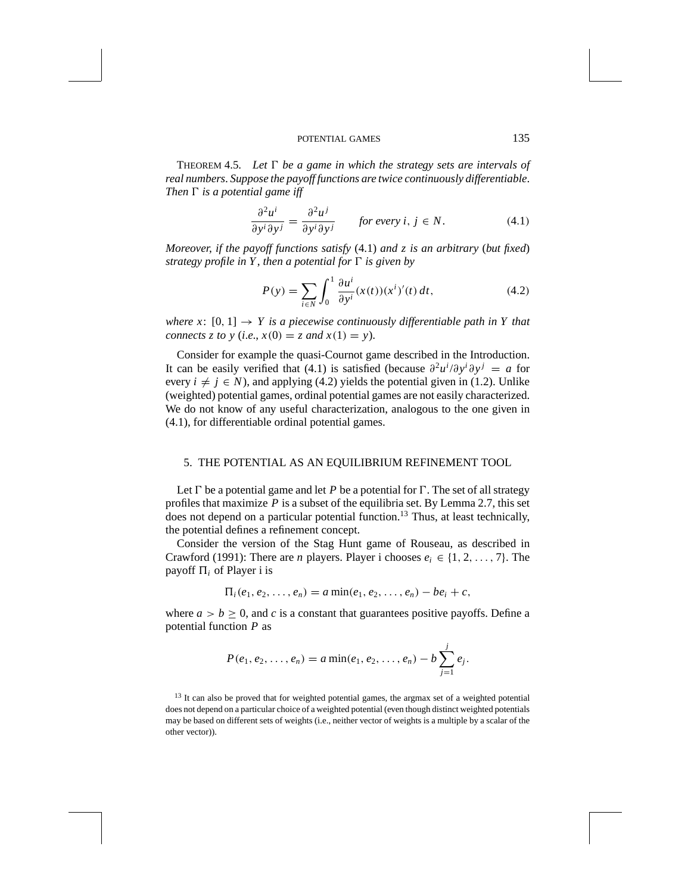THEOREM 4.5. *Let $\Gamma$ be a game in which the strategy sets are intervals of real numbers. Suppose the payoff functions are twice continuously differentiable. Then $\Gamma$ is a potential game iff*

$$\frac{\partial^2 u^i}{\partial y^i \partial y^j} = \frac{\partial^2 u^j}{\partial y^i \partial y^j} \qquad \text{for every } i,\, j \in N. \tag{4.1}$$

*Moreover, if the payoff functions satisfy* (4.1) *and $z$ is an arbitrary* (*but fixed*) *strategy profile in $Y$, then a potential for $\Gamma$ is given by*

$$P(y) = \sum_{i \in N} \int_0^1 \frac{\partial u^i}{\partial y^i}(x(t))(x^i)'(t)\, dt, \tag{4.2}$$

*where $x\colon [0, 1] \to Y$ is a piecewise continuously differentiable path in $Y$ that connects $z$ to $y$* (*i.e., $x(0) = z$ and $x(1) = y$*).

Consider for example the quasi-Cournot game described in the Introduction. It can be easily verified that (4.1) is satisfied (because $\partial^2 u^i / \partial y^i \partial y^j = a$ for every $i \neq j \in N$), and applying (4.2) yields the potential given in (1.2). Unlike (weighted) potential games, ordinal potential games are not easily characterized. We do not know of any useful characterization, analogous to the one given in (4.1), for differentiable ordinal potential games.

## 5. THE POTENTIAL AS AN EQUILIBRIUM REFINEMENT TOOL

Let $\Gamma$ be a potential game and let $P$ be a potential for $\Gamma$. The set of all strategy profiles that maximize $P$ is a subset of the equilibria set. By Lemma 2.7, this set does not depend on a particular potential function.[13] Thus, at least technically, the potential defines a refinement concept.

Consider the version of the Stag Hunt game of Rouseau, as described in Crawford (1991): There are $n$ players. Player i chooses $e_i \in \{1, 2, \ldots, 7\}$. The payoff $\Pi_i$ of Player i is

$$\Pi_i(e_1, e_2, \ldots, e_n) = a \min(e_1, e_2, \ldots, e_n) - be_i + c,$$

where $a > b \geq 0$, and $c$ is a constant that guarantees positive payoffs. Define a potential function $P$ as

$$P(e_1, e_2, \ldots, e_n) = a \min(e_1, e_2, \ldots, e_n) - b \sum_{j=1}^{j} e_j.$$

[13] It can also be proved that for weighted potential games, the argmax set of a weighted potential does not depend on a particular choice of a weighted potential (even though distinct weighted potentials may be based on different sets of weights (i.e., neither vector of weights is a multiple by a scalar of the other vector)).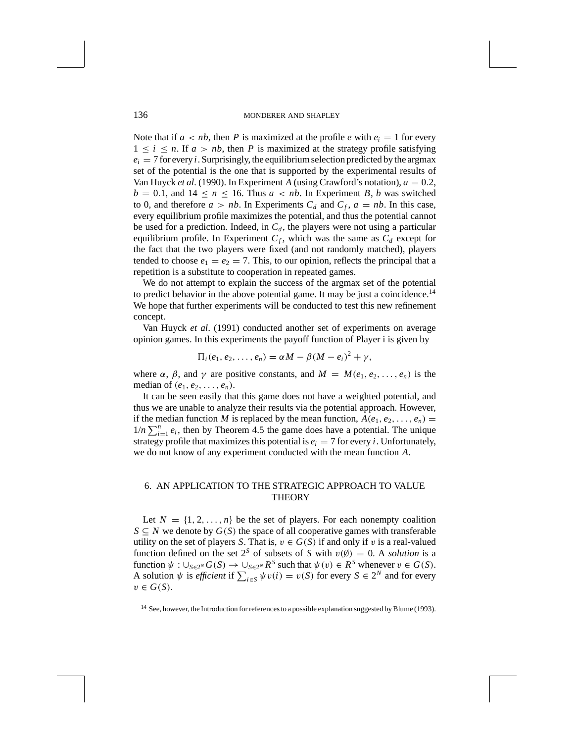Note that if $a < nb$, then $P$ is maximized at the profile $e$ with $e_i = 1$ for every $1 \le i \le n$. If $a > nb$, then $P$ is maximized at the strategy profile satisfying $e_i = 7$ for every $i$. Surprisingly, the equilibrium selection predicted by the argmax set of the potential is the one that is supported by the experimental results of Van Huyck *et al.* (1990). In Experiment $A$ (using Crawford's notation), $a = 0.2$, $b = 0.1$, and $14 \le n \le 16$. Thus $a < nb$. In Experiment $B$, $b$ was switched to 0, and therefore $a > nb$. In Experiments $C_d$ and $C_f$, $a = nb$. In this case, every equilibrium profile maximizes the potential, and thus the potential cannot be used for a prediction. Indeed, in $C_d$, the players were not using a particular equilibrium profile. In Experiment $C_f$, which was the same as $C_d$ except for the fact that the two players were fixed (and not randomly matched), players tended to choose $e_1 = e_2 = 7$. This, to our opinion, reflects the principal that a repetition is a substitute to cooperation in repeated games.

We do not attempt to explain the success of the argmax set of the potential to predict behavior in the above potential game. It may be just a coincidence.[14] We hope that further experiments will be conducted to test this new refinement concept.

Van Huyck *et al.* (1991) conducted another set of experiments on average opinion games. In this experiments the payoff function of Player i is given by

$$\Pi_i(e_1, e_2, \ldots, e_n) = \alpha M - \beta(M - e_i)^2 + \gamma,$$

where $\alpha$, $\beta$, and $\gamma$ are positive constants, and $M = M(e_1, e_2, \ldots, e_n)$ is the median of $(e_1, e_2, \ldots, e_n)$.

It can be seen easily that this game does not have a weighted potential, and thus we are unable to analyze their results via the potential approach. However, if the median function $M$ is replaced by the mean function, $A(e_1, e_2, \ldots, e_n) = 1/n \sum_{i=1}^{n} e_i$, then by Theorem 4.5 the game does have a potential. The unique strategy profile that maximizes this potential is $e_i = 7$ for every $i$. Unfortunately, we do not know of any experiment conducted with the mean function $A$.

## 6. AN APPLICATION TO THE STRATEGIC APPROACH TO VALUE THEORY

Let $N = \{1, 2, \ldots, n\}$ be the set of players. For each nonempty coalition $S \subseteq N$ we denote by $G(S)$ the space of all cooperative games with transferable utility on the set of players $S$. That is, $v \in G(S)$ if and only if $v$ is a real-valued function defined on the set $2^S$ of subsets of $S$ with $v(\emptyset) = 0$. A *solution* is a function $\psi : \cup_{S \in 2^N} G(S) \to \cup_{S \in 2^N} R^S$ such that $\psi(v) \in R^S$ whenever $v \in G(S)$. A solution $\psi$ is *efficient* if $\sum_{i \in S} \psi v(i) = v(S)$ for every $S \in 2^N$ and for every $v \in G(S)$.

[14] See, however, the Introduction for references to a possible explanation suggested by Blume (1993).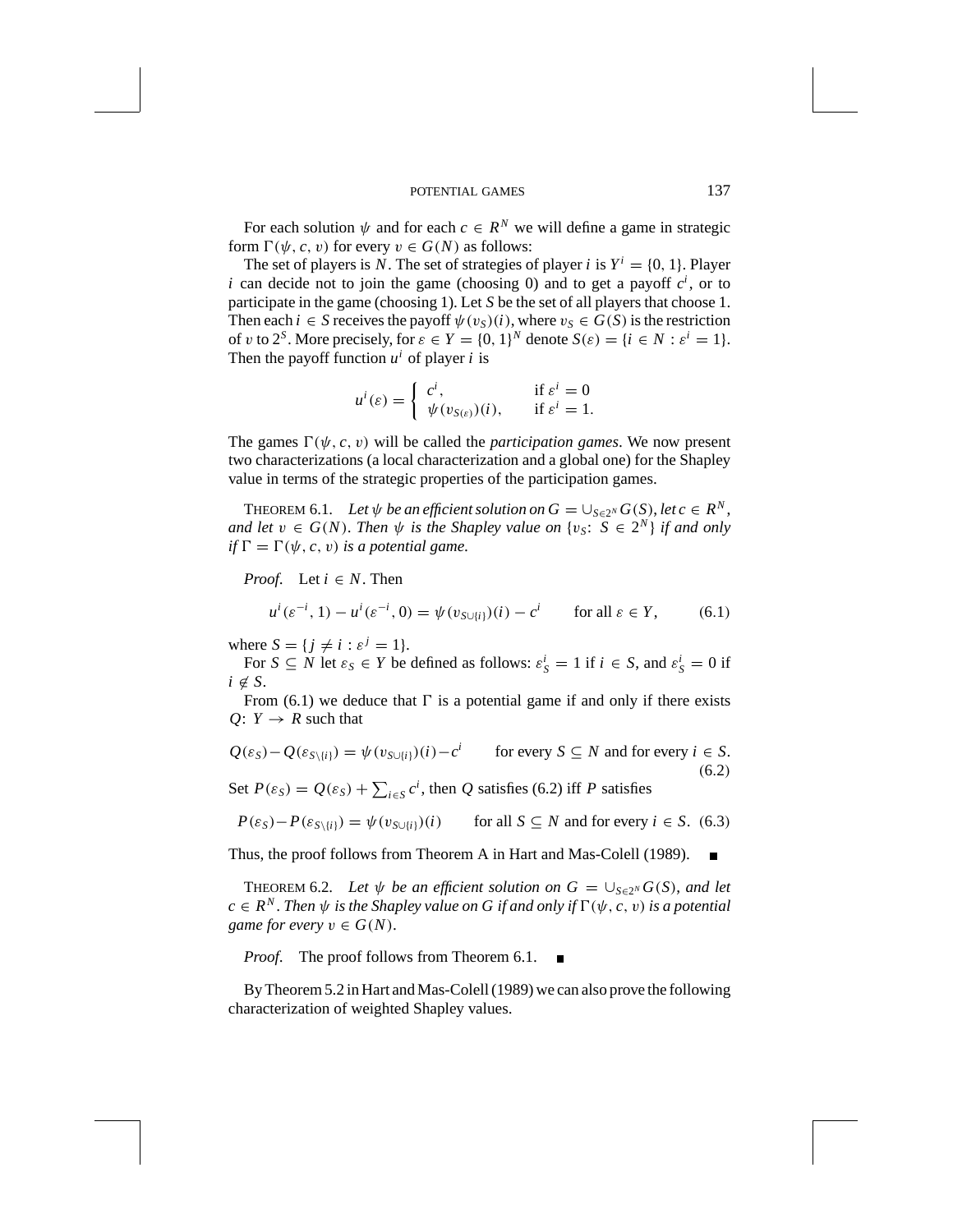For each solution $\psi$ and for each $c \in R^N$ we will define a game in strategic form $\Gamma(\psi, c, v)$ for every $v \in G(N)$ as follows:

The set of players is $N$. The set of strategies of player $i$ is $Y^i = \{0, 1\}$. Player $i$ can decide not to join the game (choosing 0) and to get a payoff $c^i$, or to participate in the game (choosing 1). Let $S$ be the set of all players that choose 1. Then each $i \in S$ receives the payoff $\psi(v_S)(i)$, where $v_S \in G(S)$ is the restriction of $v$ to $2^S$. More precisely, for $\varepsilon \in Y = \{0, 1\}^N$ denote $S(\varepsilon) = \{i \in N : \varepsilon^i = 1\}$. Then the payoff function $u^i$ of player $i$ is

$$u^i(\varepsilon) = \begin{cases} c^i, & \text{if } \varepsilon^i = 0 \\ \psi(v_{S(\varepsilon)})(i), & \text{if } \varepsilon^i = 1. \end{cases}$$

The games $\Gamma(\psi, c, v)$ will be called the *participation games*. We now present two characterizations (a local characterization and a global one) for the Shapley value in terms of the strategic properties of the participation games.

THEOREM 6.1. *Let $\psi$ be an efficient solution on $G = \cup_{S \in 2^N} G(S)$, let $c \in R^N$, and let $v \in G(N)$. Then $\psi$ is the Shapley value on $\{v_S\colon S \in 2^N\}$ if and only if $\Gamma = \Gamma(\psi, c, v)$ is a potential game.*

*Proof.* Let $i \in N$. Then

$$u^i(\varepsilon^{-i}, 1) - u^i(\varepsilon^{-i}, 0) = \psi(v_{S \cup \{i\}})(i) - c^i \qquad \text{for all } \varepsilon \in Y, \tag{6.1}$$

where $S = \{j \neq i : \varepsilon^j = 1\}$.

For $S \subseteq N$ let $\varepsilon_S \in Y$ be defined as follows: $\varepsilon_S^i = 1$ if $i \in S$, and $\varepsilon_S^i = 0$ if $i \notin S$.

From (6.1) we deduce that $\Gamma$ is a potential game if and only if there exists $Q\colon Y \to R$ such that

$$Q(\varepsilon_S) - Q(\varepsilon_{S \setminus \{i\}}) = \psi(v_{S \cup \{i\}})(i) - c^i \qquad \text{for every } S \subseteq N \text{ and for every } i \in S. \tag{6.2}$$

Set $P(\varepsilon_S) = Q(\varepsilon_S) + \sum_{i \in S} c^i$, then $Q$ satisfies (6.2) iff $P$ satisfies

$$P(\varepsilon_S) - P(\varepsilon_{S \setminus \{i\}}) = \psi(v_{S \cup \{i\}})(i) \qquad \text{for all } S \subseteq N \text{ and for every } i \in S. \tag{6.3}$$

Thus, the proof follows from Theorem A in Hart and Mas-Colell (1989). ∎

THEOREM 6.2. *Let $\psi$ be an efficient solution on $G = \cup_{S \in 2^N} G(S)$, and let $c \in R^N$. Then $\psi$ is the Shapley value on $G$ if and only if $\Gamma(\psi, c, v)$ is a potential game for every $v \in G(N)$.*

*Proof.* The proof follows from Theorem 6.1. ∎

By Theorem 5.2 in Hart and Mas-Colell (1989) we can also prove the following characterization of weighted Shapley values.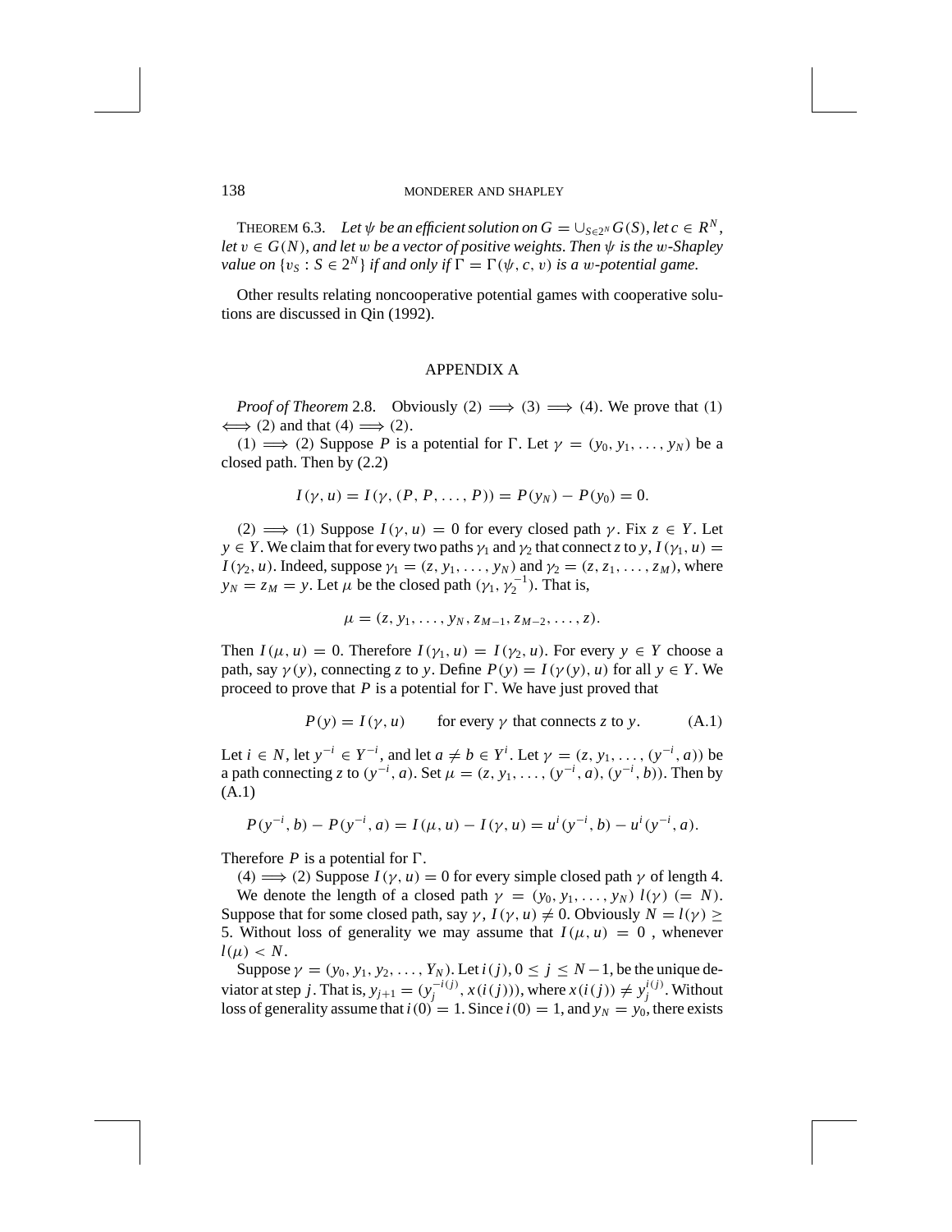THEOREM 6.3. *Let $\psi$ be an efficient solution on $G = \cup_{S \in 2^N} G(S)$, let $c \in R^N$, let $v \in G(N)$, and let $w$ be a vector of positive weights. Then $\psi$ is the $w$-Shapley value on $\{v_S : S \in 2^N\}$ if and only if $\Gamma = \Gamma(\psi, c, v)$ is a $w$-potential game.*

Other results relating noncooperative potential games with cooperative solutions are discussed in Qin (1992).

## APPENDIX A

*Proof of Theorem* 2.8. Obviously $(2) \Longrightarrow (3) \Longrightarrow (4)$. We prove that $(1) \Longleftrightarrow (2)$ and that $(4) \Longrightarrow (2)$.

$(1) \Longrightarrow (2)$ Suppose $P$ is a potential for $\Gamma$. Let $\gamma = (y_0, y_1, \ldots, y_N)$ be a closed path. Then by (2.2)

$$I(\gamma, u) = I(\gamma, (P, P, \ldots, P)) = P(y_N) - P(y_0) = 0.$$

$(2) \Longrightarrow (1)$ Suppose $I(\gamma, u) = 0$ for every closed path $\gamma$. Fix $z \in Y$. Let $y \in Y$. We claim that for every two paths $\gamma_1$ and $\gamma_2$ that connect $z$ to $y$, $I(\gamma_1, u) = I(\gamma_2, u)$. Indeed, suppose $\gamma_1 = (z, y_1, \ldots, y_N)$ and $\gamma_2 = (z, z_1, \ldots, z_M)$, where $y_N = z_M = y$. Let $\mu$ be the closed path $(\gamma_1, \gamma_2^{-1})$. That is,

$$\mu = (z, y_1, \ldots, y_N, z_{M-1}, z_{M-2}, \ldots, z).$$

Then $I(\mu, u) = 0$. Therefore $I(\gamma_1, u) = I(\gamma_2, u)$. For every $y \in Y$ choose a path, say $\gamma(y)$, connecting $z$ to $y$. Define $P(y) = I(\gamma(y), u)$ for all $y \in Y$. We proceed to prove that $P$ is a potential for $\Gamma$. We have just proved that

$$P(y) = I(\gamma, u) \qquad \text{for every } \gamma \text{ that connects } z \text{ to } y. \tag{A.1}$$

Let $i \in N$, let $y^{-i} \in Y^{-i}$, and let $a \neq b \in Y^i$. Let $\gamma = (z, y_1, \ldots, (y^{-i}, a))$ be a path connecting $z$ to $(y^{-i}, a)$. Set $\mu = (z, y_1, \ldots, (y^{-i}, a), (y^{-i}, b))$. Then by (A.1)

$$P(y^{-i}, b) - P(y^{-i}, a) = I(\mu, u) - I(\gamma, u) = u^i(y^{-i}, b) - u^i(y^{-i}, a).$$

Therefore $P$ is a potential for $\Gamma$.

$(4) \Longrightarrow (2)$ Suppose $I(\gamma, u) = 0$ for every simple closed path $\gamma$ of length 4.

We denote the length of a closed path $\gamma = (y_0, y_1, \ldots, y_N)$ $l(\gamma)$ $(= N)$. Suppose that for some closed path, say $\gamma$, $I(\gamma, u) \neq 0$. Obviously $N = l(\gamma) \geq 5$. Without loss of generality we may assume that $I(\mu, u) = 0$ , whenever $l(\mu) < N$.

Suppose $\gamma = (y_0, y_1, y_2, \ldots, Y_N)$. Let $i(j)$, $0 \leq j \leq N-1$, be the unique deviator at step $j$. That is, $y_{j+1} = (y_j^{-i(j)}, x(i(j)))$, where $x(i(j)) \neq y_j^{i(j)}$. Without loss of generality assume that $i(0) = 1$. Since $i(0) = 1$, and $y_N = y_0$, there exists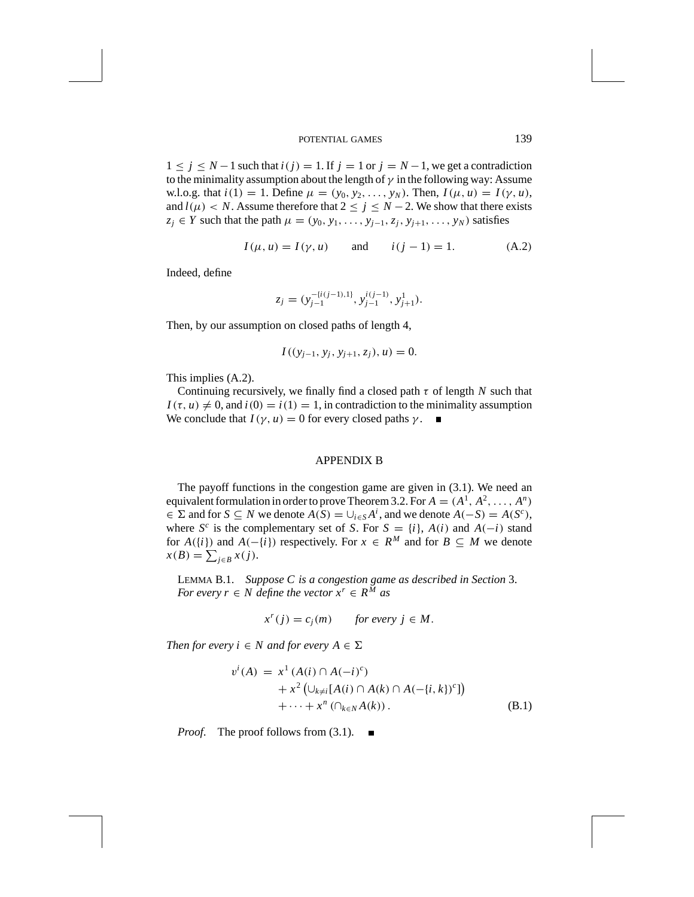$1 \leq j \leq N-1$ such that $i(j) = 1$. If $j = 1$ or $j = N-1$, we get a contradiction to the minimality assumption about the length of $\gamma$ in the following way: Assume w.l.o.g. that $i(1) = 1$. Define $\mu = (y_0, y_2, \ldots, y_N)$. Then, $I(\mu, u) = I(\gamma, u)$, and $l(\mu) < N$. Assume therefore that $2 \leq j \leq N-2$. We show that there exists $z_j \in Y$ such that the path $\mu = (y_0, y_1, \ldots, y_{j-1}, z_j, y_{j+1}, \ldots, y_N)$ satisfies

$$I(\mu, u) = I(\gamma, u) \qquad \text{and} \qquad i(j-1) = 1. \tag{A.2}$$

Indeed, define

$$z_j = (y_{j-1}^{-\{i(j-1),1\}}, y_{j-1}^{i(j-1)}, y_{j+1}^{1}).$$

Then, by our assumption on closed paths of length 4,

$$I((y_{j-1}, y_j, y_{j+1}, z_j), u) = 0.$$

This implies (A.2).

Continuing recursively, we finally find a closed path $\tau$ of length $N$ such that $I(\tau, u) \neq 0$, and $i(0) = i(1) = 1$, in contradiction to the minimality assumption We conclude that $I(\gamma, u) = 0$ for every closed paths $\gamma$. ■

## APPENDIX B

The payoff functions in the congestion game are given in (3.1). We need an equivalent formulation in order to prove Theorem 3.2. For $A = (A^1, A^2, \ldots, A^n) \in \Sigma$ and for $S \subseteq N$ we denote $A(S) = \cup_{i \in S} A^i$, and we denote $A(-S) = A(S^c)$, where $S^c$ is the complementary set of $S$. For $S = \{i\}$, $A(i)$ and $A(-i)$ stand for $A(\{i\})$ and $A(-\{i\})$ respectively. For $x \in R^M$ and for $B \subseteq M$ we denote $x(B) = \sum_{j \in B} x(j)$.

LEMMA B.1. *Suppose $C$ is a congestion game as described in Section 3. For every $r \in N$ define the vector $x^r \in R^M$ as*

$$x^r(j) = c_j(m) \qquad \textit{for every } j \in M.$$

*Then for every $i \in N$ and for every $A \in \Sigma$*

$$\begin{aligned} v^i(A) = \; & x^1\left(A(i) \cap A(-i)^c\right) \\ & + x^2\left(\cup_{k \neq i}[A(i) \cap A(k) \cap A(-\{i,k\})^c]\right) \\ & + \cdots + x^n\left(\cap_{k \in N} A(k)\right). \end{aligned} \tag{B.1}$$

*Proof.* The proof follows from (3.1). ■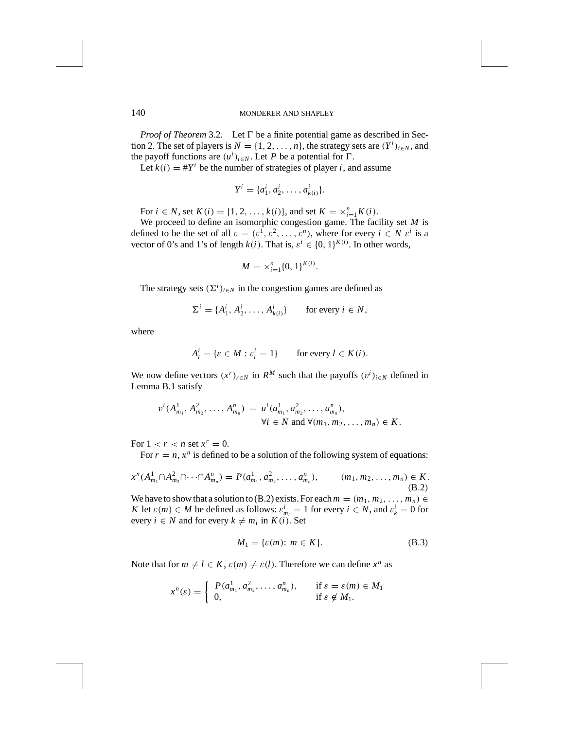*Proof of Theorem* 3.2. Let $\Gamma$ be a finite potential game as described in Section 2. The set of players is $N = \{1, 2, \ldots, n\}$, the strategy sets are $(Y^i)_{i \in N}$, and the payoff functions are $(u^i)_{i \in N}$. Let $P$ be a potential for $\Gamma$.

Let $k(i) = \#Y^i$ be the number of strategies of player $i$, and assume

$$Y^i = \{a_1^i, a_2^i, \ldots, a_{k(i)}^i\}.$$

For $i \in N$, set $K(i) = \{1, 2, \ldots, k(i)\}$, and set $K = \times_{i=1}^n K(i)$.

We proceed to define an isomorphic congestion game. The facility set $M$ is defined to be the set of all $\varepsilon = (\varepsilon^1, \varepsilon^2, \ldots, \varepsilon^n)$, where for every $i \in N$ $\varepsilon^i$ is a vector of 0's and 1's of length $k(i)$. That is, $\varepsilon^i \in \{0, 1\}^{K(i)}$. In other words,

$$M = \times_{i=1}^n \{0, 1\}^{K(i)}.$$

The strategy sets $(\Sigma^i)_{i \in N}$ in the congestion games are defined as

$$\Sigma^i = \{A_1^i, A_2^i, \ldots, A_{k(i)}^i\} \qquad \text{for every } i \in N,$$

where

$$A_l^i = \{\varepsilon \in M : \varepsilon_l^i = 1\} \qquad \text{for every } l \in K(i).$$

We now define vectors $(x^r)_{r \in N}$ in $R^M$ such that the payoffs $(v^i)_{i \in N}$ defined in Lemma B.1 satisfy

$$v^i(A_{m_1}^1, A_{m_2}^2, \ldots, A_{m_n}^n) = u^i(a_{m_1}^1, a_{m_2}^2, \ldots, a_{m_n}^n), \qquad \forall i \in N \text{ and } \forall (m_1, m_2, \ldots, m_n) \in K.$$

For $1 < r < n$ set $x^r = 0$.

For $r = n$, $x^n$ is defined to be a solution of the following system of equations:

$$x^n(A_{m_1}^1 \cap A_{m_2}^2 \cap \cdots \cap A_{m_n}^n) = P(a_{m_1}^1, a_{m_2}^2, \ldots, a_{m_n}^n), \qquad (m_1, m_2, \ldots, m_n) \in K. \tag{B.2}$$

We have to show that a solution to (B.2) exists. For each $m = (m_1, m_2, \ldots, m_n) \in K$ let $\varepsilon(m) \in M$ be defined as follows: $\varepsilon_{m_i}^i = 1$ for every $i \in N$, and $\varepsilon_k^i = 0$ for every $i \in N$ and for every $k \neq m_i$ in $K(i)$. Set

$$M_1 = \{\varepsilon(m) \colon m \in K\}. \tag{B.3}$$

Note that for $m \neq l \in K$, $\varepsilon(m) \neq \varepsilon(l)$. Therefore we can define $x^n$ as

$$x^n(\varepsilon) = \begin{cases} P(a_{m_1}^1, a_{m_2}^2, \ldots, a_{m_n}^n), & \text{if } \varepsilon = \varepsilon(m) \in M_1 \\ 0, & \text{if } \varepsilon \notin M_1. \end{cases}$$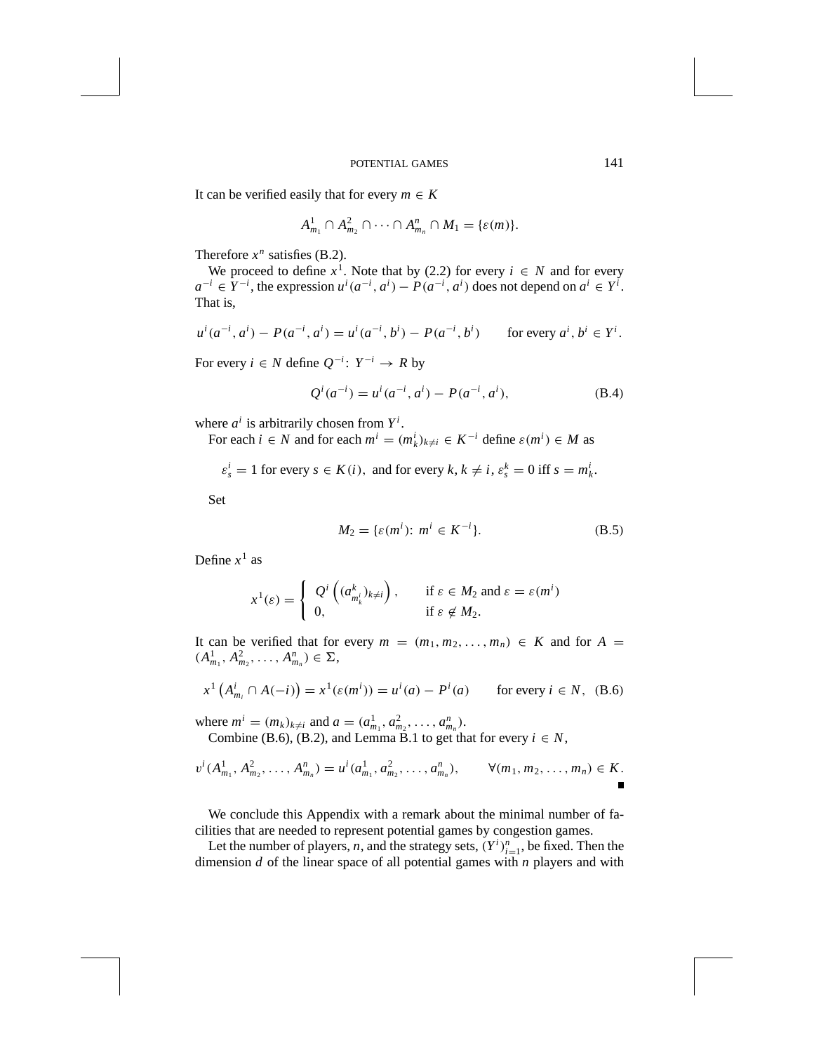It can be verified easily that for every $m \in K$

$$A^1_{m_1} \cap A^2_{m_2} \cap \cdots \cap A^n_{m_n} \cap M_1 = \{\varepsilon(m)\}.$$

Therefore $x^n$ satisfies (B.2).

We proceed to define $x^1$. Note that by (2.2) for every $i \in N$ and for every $a^{-i} \in Y^{-i}$, the expression $u^i(a^{-i}, a^i) - P(a^{-i}, a^i)$ does not depend on $a^i \in Y^i$. That is,

$$u^i(a^{-i}, a^i) - P(a^{-i}, a^i) = u^i(a^{-i}, b^i) - P(a^{-i}, b^i) \qquad \text{for every } a^i, b^i \in Y^i.$$

For every $i \in N$ define $Q^{-i}\colon Y^{-i} \to R$ by

$$Q^i(a^{-i}) = u^i(a^{-i}, a^i) - P(a^{-i}, a^i), \tag{B.4}$$

where $a^i$ is arbitrarily chosen from $Y^i$.

For each $i \in N$ and for each $m^i = (m^i_k)_{k \neq i} \in K^{-i}$ define $\varepsilon(m^i) \in M$ as

$$\varepsilon^i_s = 1 \text{ for every } s \in K(i), \text{ and for every } k, k \neq i, \varepsilon^k_s = 0 \text{ iff } s = m^i_k.$$

Set

$$M_2 = \{\varepsilon(m^i)\colon m^i \in K^{-i}\}. \tag{B.5}$$

Define $x^1$ as

$$x^1(\varepsilon) = \begin{cases} Q^i\left((a^k_{m^i_k})_{k \neq i}\right), & \text{if } \varepsilon \in M_2 \text{ and } \varepsilon = \varepsilon(m^i) \\ 0, & \text{if } \varepsilon \notin M_2. \end{cases}$$

It can be verified that for every $m = (m_1, m_2, \ldots, m_n) \in K$ and for $A = (A^1_{m_1}, A^2_{m_2}, \ldots, A^n_{m_n}) \in \Sigma$,

$$x^1\left(A^i_{m_i} \cap A(-i)\right) = x^1(\varepsilon(m^i)) = u^i(a) - P^i(a) \qquad \text{for every } i \in N, \tag{B.6}$$

where $m^i = (m_k)_{k \neq i}$ and $a = (a^1_{m_1}, a^2_{m_2}, \ldots, a^n_{m_n})$.

Combine (B.6), (B.2), and Lemma B.1 to get that for every $i \in N$,

$$v^i(A^1_{m_1}, A^2_{m_2}, \ldots, A^n_{m_n}) = u^i(a^1_{m_1}, a^2_{m_2}, \ldots, a^n_{m_n}), \qquad \forall (m_1, m_2, \ldots, m_n) \in K.$$

∎

We conclude this Appendix with a remark about the minimal number of facilities that are needed to represent potential games by congestion games.

Let the number of players, $n$, and the strategy sets, $(Y^i)^n_{i=1}$, be fixed. Then the dimension $d$ of the linear space of all potential games with $n$ players and with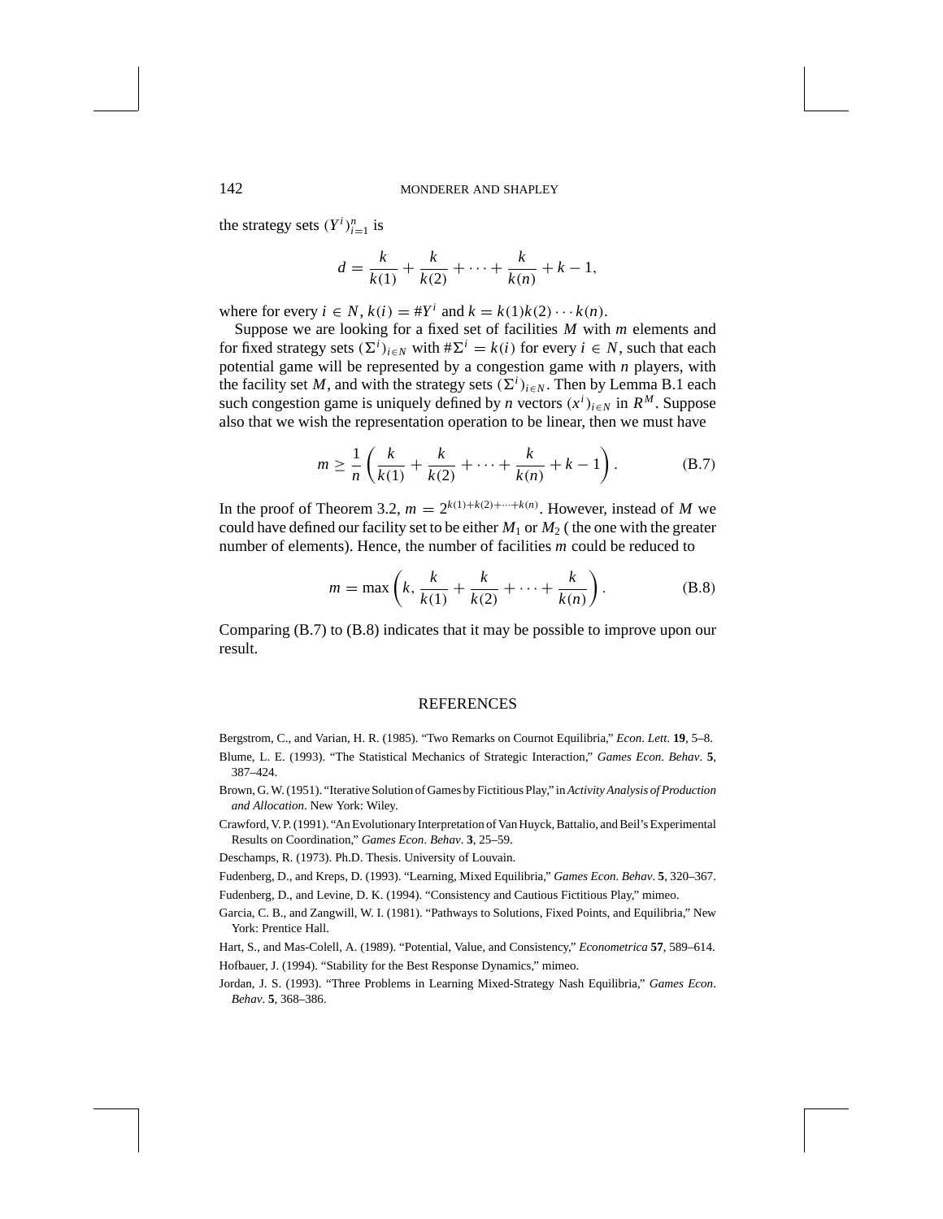the strategy sets $(Y^i)_{i=1}^n$ is

$$d = \frac{k}{k(1)} + \frac{k}{k(2)} + \cdots + \frac{k}{k(n)} + k - 1,$$

where for every $i \in N$, $k(i) = \#Y^i$ and $k = k(1)k(2)\cdots k(n)$.

Suppose we are looking for a fixed set of facilities $M$ with $m$ elements and for fixed strategy sets $(\Sigma^i)_{i \in N}$ with $\#\Sigma^i = k(i)$ for every $i \in N$, such that each potential game will be represented by a congestion game with $n$ players, with the facility set $M$, and with the strategy sets $(\Sigma^i)_{i \in N}$. Then by Lemma B.1 each such congestion game is uniquely defined by $n$ vectors $(x^i)_{i \in N}$ in $R^M$. Suppose also that we wish the representation operation to be linear, then we must have

$$m \geq \frac{1}{n}\left(\frac{k}{k(1)} + \frac{k}{k(2)} + \cdots + \frac{k}{k(n)} + k - 1\right). \tag{B.7}$$

In the proof of Theorem 3.2, $m = 2^{k(1)+k(2)+\cdots+k(n)}$. However, instead of $M$ we could have defined our facility set to be either $M_1$ or $M_2$ ( the one with the greater number of elements). Hence, the number of facilities $m$ could be reduced to

$$m = \max\left(k, \frac{k}{k(1)} + \frac{k}{k(2)} + \cdots + \frac{k}{k(n)}\right). \tag{B.8}$$

Comparing (B.7) to (B.8) indicates that it may be possible to improve upon our result.

## REFERENCES

Bergstrom, C., and Varian, H. R. (1985). "Two Remarks on Cournot Equilibria," *Econ. Lett.* **19**, 5–8.

Blume, L. E. (1993). "The Statistical Mechanics of Strategic Interaction," *Games Econ. Behav.* **5**, 387–424.

Brown, G. W. (1951). "Iterative Solution of Games by Fictitious Play," in *Activity Analysis of Production and Allocation*. New York: Wiley.

Crawford, V. P. (1991). "An Evolutionary Interpretation of Van Huyck, Battalio, and Beil's Experimental Results on Coordination," *Games Econ. Behav.* **3**, 25–59.

Deschamps, R. (1973). Ph.D. Thesis. University of Louvain.

Fudenberg, D., and Kreps, D. (1993). "Learning, Mixed Equilibria," *Games Econ. Behav.* **5**, 320–367.

Fudenberg, D., and Levine, D. K. (1994). "Consistency and Cautious Fictitious Play," mimeo.

Garcia, C. B., and Zangwill, W. I. (1981). "Pathways to Solutions, Fixed Points, and Equilibria," New York: Prentice Hall.

Hart, S., and Mas-Colell, A. (1989). "Potential, Value, and Consistency," *Econometrica* **57**, 589–614.

Hofbauer, J. (1994). "Stability for the Best Response Dynamics," mimeo.

Jordan, J. S. (1993). "Three Problems in Learning Mixed-Strategy Nash Equilibria," *Games Econ. Behav.* **5**, 368–386.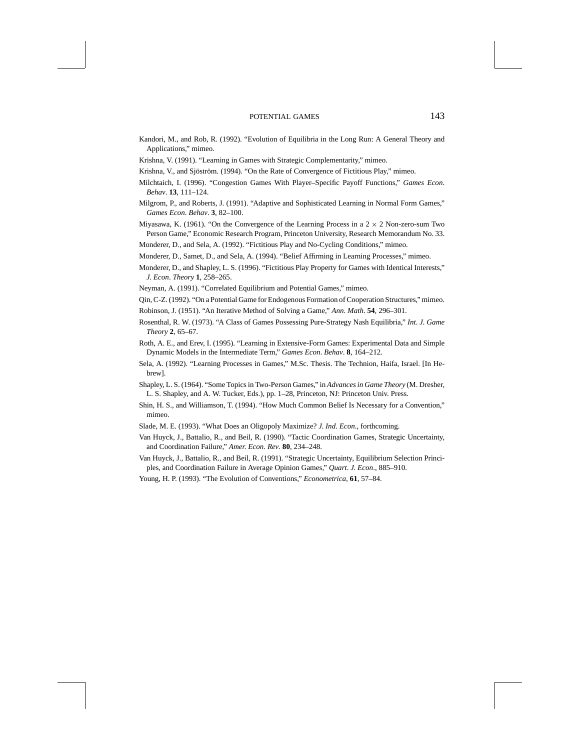Kandori, M., and Rob, R. (1992). "Evolution of Equilibria in the Long Run: A General Theory and Applications," mimeo.

Krishna, V. (1991). "Learning in Games with Strategic Complementarity," mimeo.

Krishna, V., and Sjöström. (1994). "On the Rate of Convergence of Fictitious Play," mimeo.

Milchtaich, I. (1996). "Congestion Games With Player–Specific Payoff Functions," *Games Econ. Behav.* **13**, 111–124.

Milgrom, P., and Roberts, J. (1991). "Adaptive and Sophisticated Learning in Normal Form Games," *Games Econ. Behav.* **3**, 82–100.

Miyasawa, K. (1961). "On the Convergence of the Learning Process in a $2 \times 2$ Non-zero-sum Two Person Game," Economic Research Program, Princeton University, Research Memorandum No. 33.

Monderer, D., and Sela, A. (1992). "Fictitious Play and No-Cycling Conditions," mimeo.

Monderer, D., Samet, D., and Sela, A. (1994). "Belief Affirming in Learning Processes," mimeo.

Monderer, D., and Shapley, L. S. (1996). "Fictitious Play Property for Games with Identical Interests," *J. Econ. Theory* **1**, 258–265.

Neyman, A. (1991). "Correlated Equilibrium and Potential Games," mimeo.

Qin, C-Z. (1992). "On a Potential Game for Endogenous Formation of Cooperation Structures," mimeo.

Robinson, J. (1951). "An Iterative Method of Solving a Game," *Ann. Math.* **54**, 296–301.

Rosenthal, R. W. (1973). "A Class of Games Possessing Pure-Strategy Nash Equilibria," *Int. J. Game Theory* **2**, 65–67.

Roth, A. E., and Erev, I. (1995). "Learning in Extensive-Form Games: Experimental Data and Simple Dynamic Models in the Intermediate Term," *Games Econ. Behav.* **8**, 164–212.

Sela, A. (1992). "Learning Processes in Games," M.Sc. Thesis. The Technion, Haifa, Israel. [In Hebrew].

Shapley, L. S. (1964). "Some Topics in Two-Person Games," in *Advances in Game Theory* (M. Dresher, L. S. Shapley, and A. W. Tucker, Eds.), pp. 1–28, Princeton, NJ: Princeton Univ. Press.

Shin, H. S., and Williamson, T. (1994). "How Much Common Belief Is Necessary for a Convention," mimeo.

Slade, M. E. (1993). "What Does an Oligopoly Maximize? *J. Ind. Econ.*, forthcoming.

Van Huyck, J., Battalio, R., and Beil, R. (1990). "Tactic Coordination Games, Strategic Uncertainty, and Coordination Failure," *Amer. Econ. Rev.* **80**, 234–248.

Van Huyck, J., Battalio, R., and Beil, R. (1991). "Strategic Uncertainty, Equilibrium Selection Principles, and Coordination Failure in Average Opinion Games," *Quart. J. Econ.*, 885–910.

Young, H. P. (1993). "The Evolution of Conventions," *Econometrica*, **61**, 57–84.